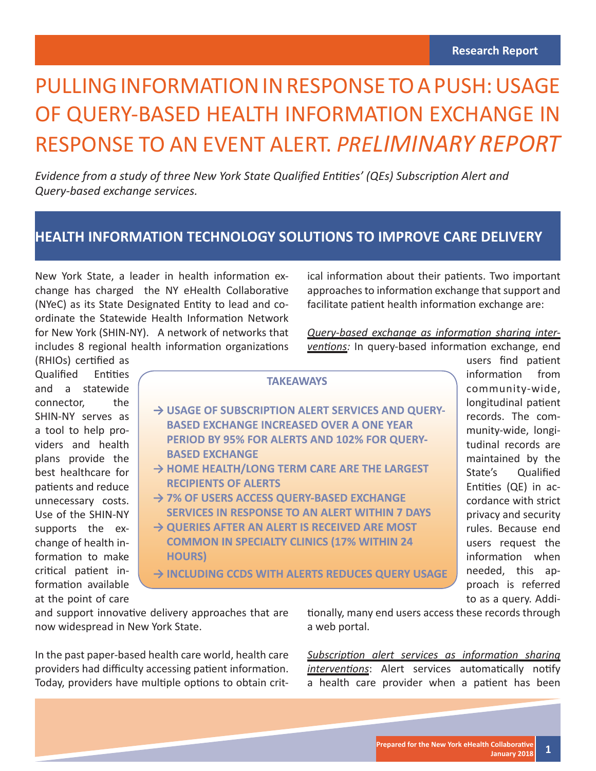Research Report

# PULLING INFORMATION IN RESPONSE TO A PUSH: USAGE OF QUERY-BASED HEALTH INFORMATION EXCHANGE IN RESPONSE TO AN EVENT ALERT. *PRELIMINARY REPORT*

*Evidence from a study of three New York State Qualified Entities' (QEs) Subscription Alert and Query-based exchange services.*

## HEALTH INFORMATION TECHNOLOGY SOLUTIONS TO IMPROVE CARE DELIVERY

New York State, a leader in health information exchange has charged the NY eHealth Collaborative (NYeC) as its State Designated Entity to lead and coordinate the Statewide Health Information Network for New York (SHIN-NY). A network of networks that includes 8 regional health information organizations (RHIOs) certified as Qualified Entities and a statewide connector, the SHIN-NY serves as a tool to help providers and health plans provide the best healthcare for patients and reduce unnecessary costs. Use of the SHIN-NY supports the exchange of health information to make critical patient information available at the point of care and support innovative delivery approaches that are now widespread in New York State.

In the past paper-based health care world, health care providers had difficulty accessing patient information. Today, providers have multiple options to obtain critical information about their patients. Two important approaches to information exchange that support and facilitate patient health information exchange are:

**TAKEAWAYS**

- → **USAGE OF SUBSCRIPTION ALERT SERVICES AND QUERY-BASED EXCHANGE INCREASED OVER A ONE YEAR PERIOD BY 95% FOR ALERTS AND 102% FOR QUERY-BASED EXCHANGE**
- → **HOME HEALTH/LONG TERM CARE ARE THE LARGEST RECIPIENTS OF ALERTS**
- → **7% OF USERS ACCESS QUERY-BASED EXCHANGE SERVICES IN RESPONSE TO AN ALERT WITHIN 7 DAYS**
- → **QUERIES AFTER AN ALERT IS RECEIVED ARE MOST COMMON IN SPECIALTY CLINICS (17% WITHIN 24 HOURS)**
- → **INCLUDING CCDS WITH ALERTS REDUCES QUERY USAGE**

*Query-based exchange as information sharing interventions:* In query-based information exchange, end users find patient information from community-wide, longitudinal patient records. The community-wide, longitudinal records are maintained by the State's Qualified Entities (QE) in accordance with strict privacy and security rules. Because end users request the information when needed, this approach is referred to as a query. Additionally, many end users access these records through a web portal.

*Subscription alert services as information sharing interventions*: Alert services automatically notify a health care provider when a patient has been

Prepared for the New York eHealth Collaborative
January 2018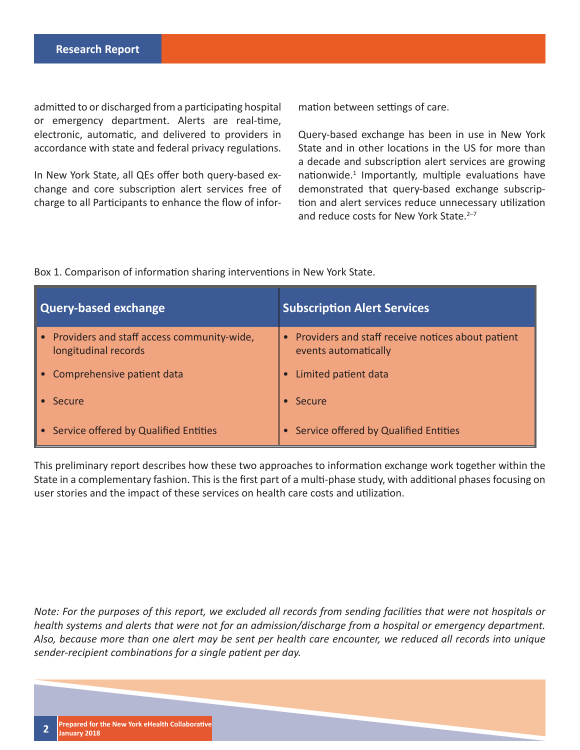admitted to or discharged from a participating hospital or emergency department. Alerts are real-time, electronic, automatic, and delivered to providers in accordance with state and federal privacy regulations.

In New York State, all QEs offer both query-based exchange and core subscription alert services free of charge to all Participants to enhance the flow of information between settings of care.

Query-based exchange has been in use in New York State and in other locations in the US for more than a decade and subscription alert services are growing nationwide.[1] Importantly, multiple evaluations have demonstrated that query-based exchange subscription and alert services reduce unnecessary utilization and reduce costs for New York State.[2–7]

Box 1. Comparison of information sharing interventions in New York State.

| Query-based exchange | Subscription Alert Services |
| --- | --- |
| • Providers and staff access community-wide, longitudinal records | • Providers and staff receive notices about patient events automatically |
| • Comprehensive patient data | • Limited patient data |
| • Secure | • Secure |
| • Service offered by Qualified Entities | • Service offered by Qualified Entities |

This preliminary report describes how these two approaches to information exchange work together within the State in a complementary fashion. This is the first part of a multi-phase study, with additional phases focusing on user stories and the impact of these services on health care costs and utilization.

*Note: For the purposes of this report, we excluded all records from sending facilities that were not hospitals or health systems and alerts that were not for an admission/discharge from a hospital or emergency department. Also, because more than one alert may be sent per health care encounter, we reduced all records into unique sender-recipient combinations for a single patient per day.*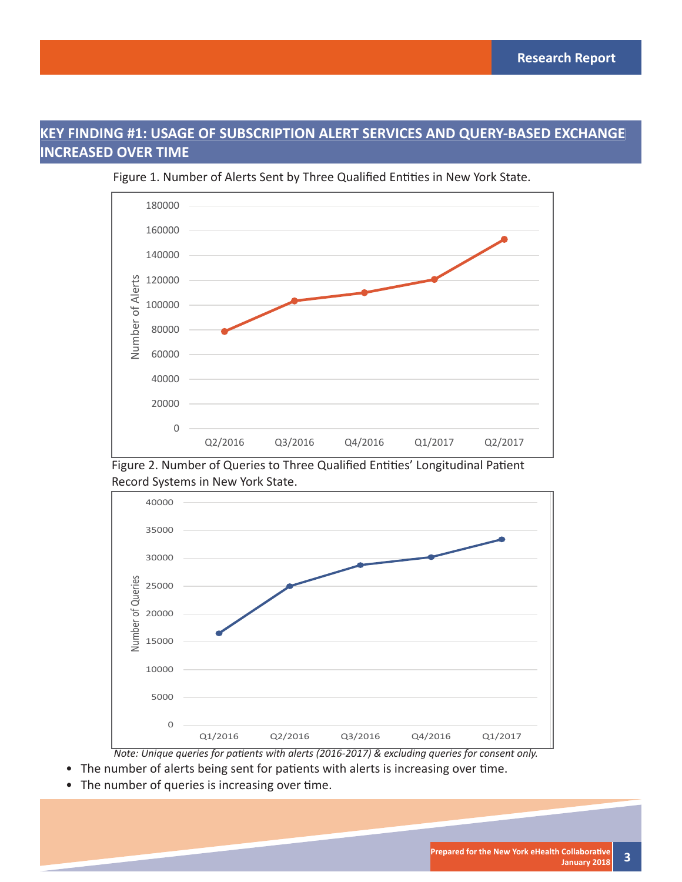## KEY FINDING #1: USAGE OF SUBSCRIPTION ALERT SERVICES AND QUERY-BASED EXCHANGE INCREASED OVER TIME

Figure 1. Number of Alerts Sent by Three Qualified Entities in New York State.

Figure 2. Number of Queries to Three Qualified Entities' Longitudinal Patient Record Systems in New York State.

*Note: Unique queries for patients with alerts (2016-2017) & excluding queries for consent only.*

- The number of alerts being sent for patients with alerts is increasing over time.
- The number of queries is increasing over time.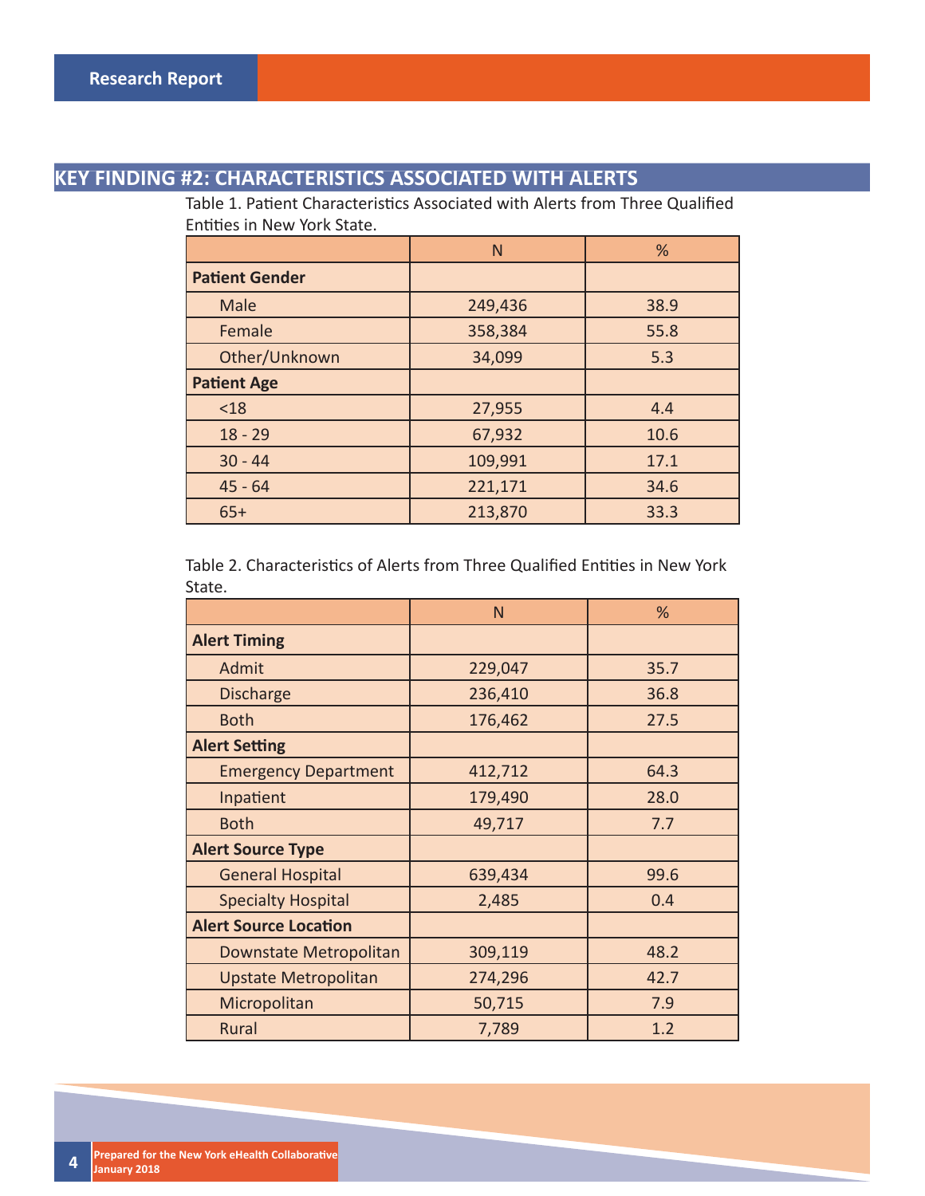## KEY FINDING #2: CHARACTERISTICS ASSOCIATED WITH ALERTS

Table 1. Patient Characteristics Associated with Alerts from Three Qualified Entities in New York State.

| | N | % |
|---|---|---|
| **Patient Gender** | | |
| Male | 249,436 | 38.9 |
| Female | 358,384 | 55.8 |
| Other/Unknown | 34,099 | 5.3 |
| **Patient Age** | | |
| <18 | 27,955 | 4.4 |
| 18 - 29 | 67,932 | 10.6 |
| 30 - 44 | 109,991 | 17.1 |
| 45 - 64 | 221,171 | 34.6 |
| 65+ | 213,870 | 33.3 |

Table 2. Characteristics of Alerts from Three Qualified Entities in New York State.

| | N | % |
|---|---|---|
| **Alert Timing** | | |
| Admit | 229,047 | 35.7 |
| Discharge | 236,410 | 36.8 |
| Both | 176,462 | 27.5 |
| **Alert Setting** | | |
| Emergency Department | 412,712 | 64.3 |
| Inpatient | 179,490 | 28.0 |
| Both | 49,717 | 7.7 |
| **Alert Source Type** | | |
| General Hospital | 639,434 | 99.6 |
| Specialty Hospital | 2,485 | 0.4 |
| **Alert Source Location** | | |
| Downstate Metropolitan | 309,119 | 48.2 |
| Upstate Metropolitan | 274,296 | 42.7 |
| Micropolitan | 50,715 | 7.9 |
| Rural | 7,789 | 1.2 |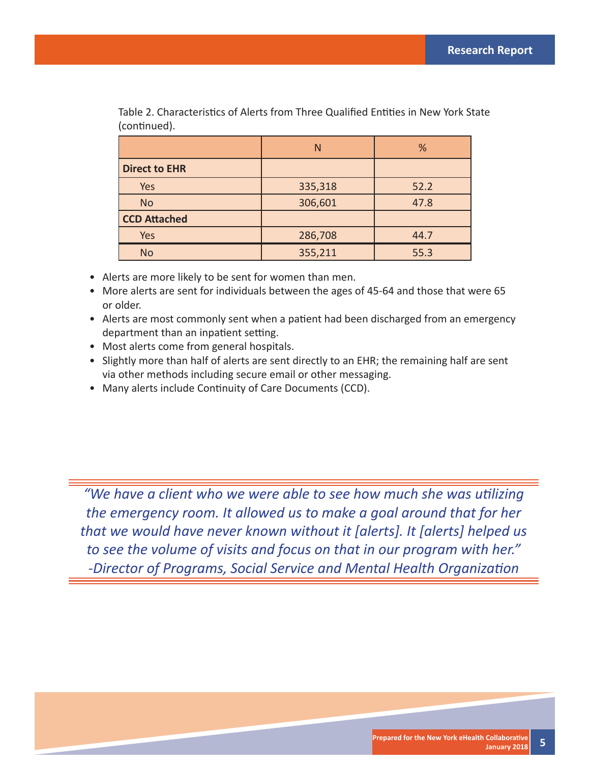Table 2. Characteristics of Alerts from Three Qualified Entities in New York State (continued).

| | N | % |
|---|---|---|
| **Direct to EHR** | | |
| Yes | 335,318 | 52.2 |
| No | 306,601 | 47.8 |
| **CCD Attached** | | |
| Yes | 286,708 | 44.7 |
| No | 355,211 | 55.3 |

- Alerts are more likely to be sent for women than men.
- More alerts are sent for individuals between the ages of 45-64 and those that were 65 or older.
- Alerts are most commonly sent when a patient had been discharged from an emergency department than an inpatient setting.
- Most alerts come from general hospitals.
- Slightly more than half of alerts are sent directly to an EHR; the remaining half are sent via other methods including secure email or other messaging.
- Many alerts include Continuity of Care Documents (CCD).

> *"We have a client who we were able to see how much she was utilizing the emergency room. It allowed us to make a goal around that for her that we would have never known without it [alerts]. It [alerts] helped us to see the volume of visits and focus on that in our program with her."*
> *-Director of Programs, Social Service and Mental Health Organization*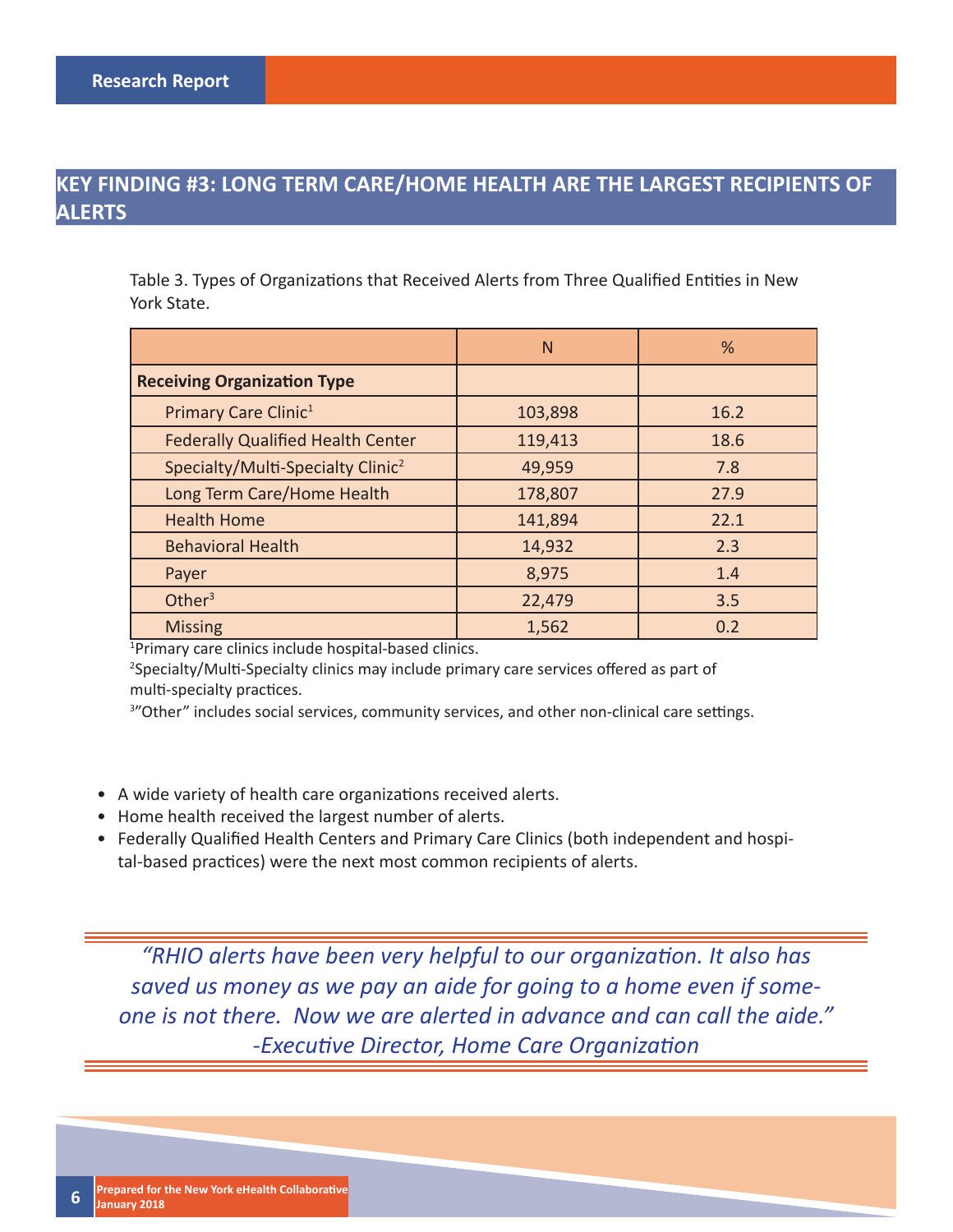## KEY FINDING #3: LONG TERM CARE/HOME HEALTH ARE THE LARGEST RECIPIENTS OF ALERTS

Table 3. Types of Organizations that Received Alerts from Three Qualified Entities in New York State.

| | N | % |
|---|---|---|
| **Receiving Organization Type** | | |
| Primary Care Clinic[1] | 103,898 | 16.2 |
| Federally Qualified Health Center | 119,413 | 18.6 |
| Specialty/Multi-Specialty Clinic[2] | 49,959 | 7.8 |
| Long Term Care/Home Health | 178,807 | 27.9 |
| Health Home | 141,894 | 22.1 |
| Behavioral Health | 14,932 | 2.3 |
| Payer | 8,975 | 1.4 |
| Other[3] | 22,479 | 3.5 |
| Missing | 1,562 | 0.2 |

[1]Primary care clinics include hospital-based clinics.
[2]Specialty/Multi-Specialty clinics may include primary care services offered as part of multi-specialty practices.
[3]"Other" includes social services, community services, and other non-clinical care settings.

- A wide variety of health care organizations received alerts.
- Home health received the largest number of alerts.
- Federally Qualified Health Centers and Primary Care Clinics (both independent and hospital-based practices) were the next most common recipients of alerts.

> *"RHIO alerts have been very helpful to our organization. It also has saved us money as we pay an aide for going to a home even if someone is not there. Now we are alerted in advance and can call the aide."*
> *-Executive Director, Home Care Organization*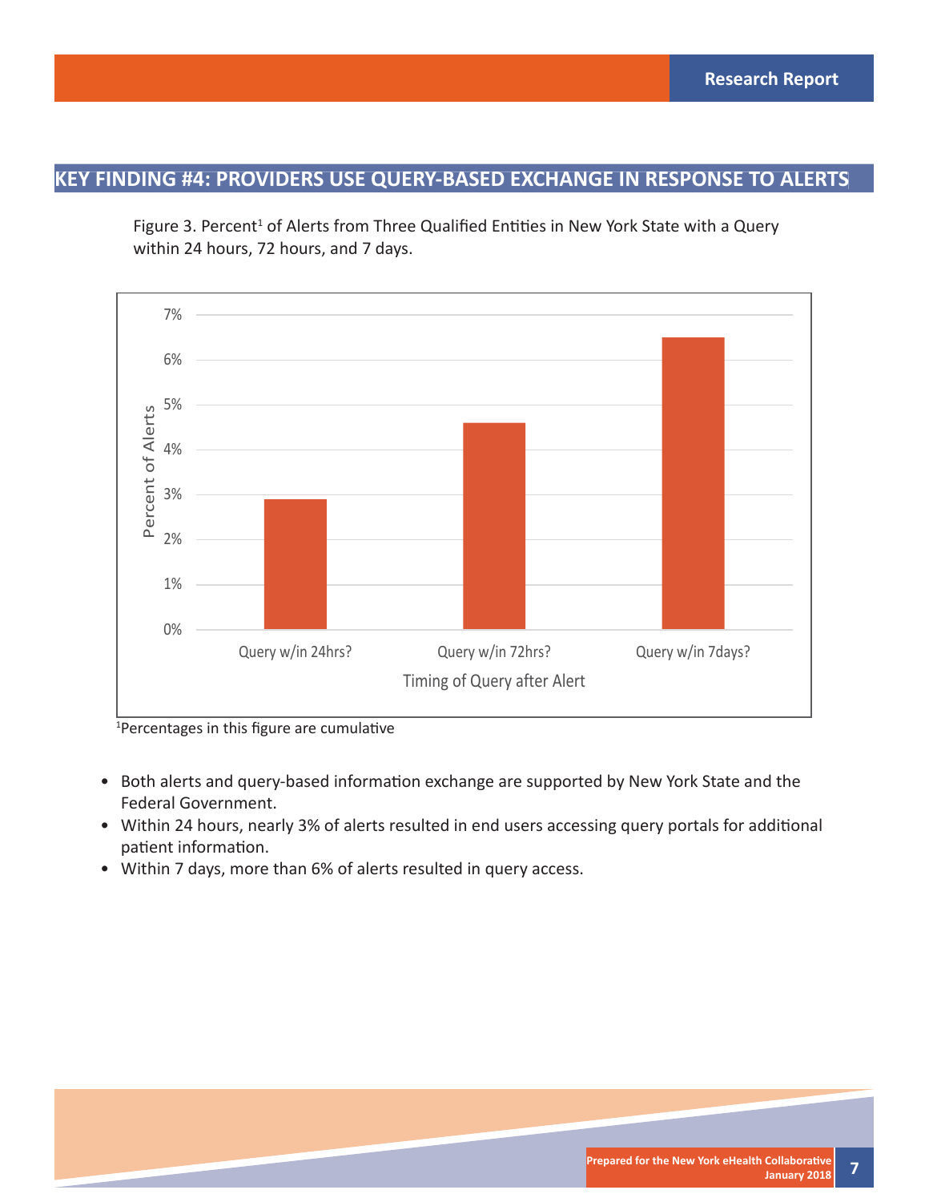## KEY FINDING #4: PROVIDERS USE QUERY-BASED EXCHANGE IN RESPONSE TO ALERTS

Figure 3. Percent[1] of Alerts from Three Qualified Entities in New York State with a Query within 24 hours, 72 hours, and 7 days.

[1]Percentages in this figure are cumulative

- Both alerts and query-based information exchange are supported by New York State and the Federal Government.
- Within 24 hours, nearly 3% of alerts resulted in end users accessing query portals for additional patient information.
- Within 7 days, more than 6% of alerts resulted in query access.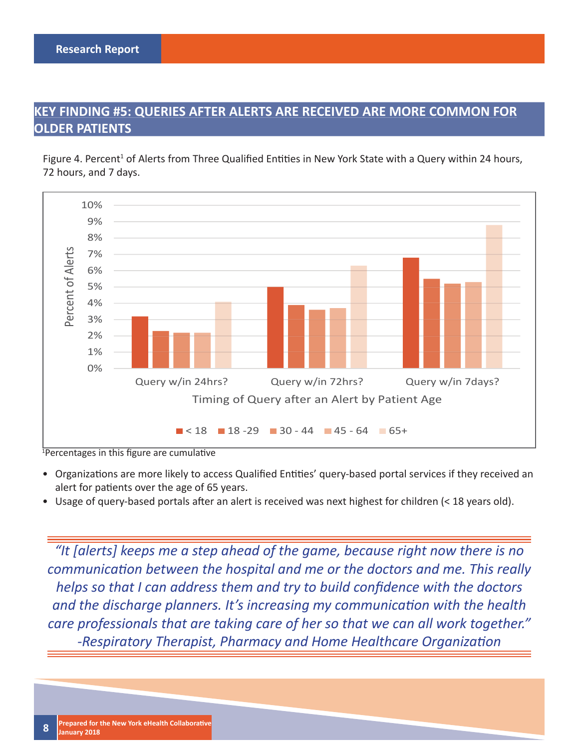## KEY FINDING #5: QUERIES AFTER ALERTS ARE RECEIVED ARE MORE COMMON FOR OLDER PATIENTS

Figure 4. Percent[1] of Alerts from Three Qualified Entities in New York State with a Query within 24 hours, 72 hours, and 7 days.

[1]Percentages in this figure are cumulative

- Organizations are more likely to access Qualified Entities' query-based portal services if they received an alert for patients over the age of 65 years.
- Usage of query-based portals after an alert is received was next highest for children (< 18 years old).

> *"It [alerts] keeps me a step ahead of the game, because right now there is no communication between the hospital and me or the doctors and me. This really helps so that I can address them and try to build confidence with the doctors and the discharge planners. It's increasing my communication with the health care professionals that are taking care of her so that we can all work together."*
> *-Respiratory Therapist, Pharmacy and Home Healthcare Organization*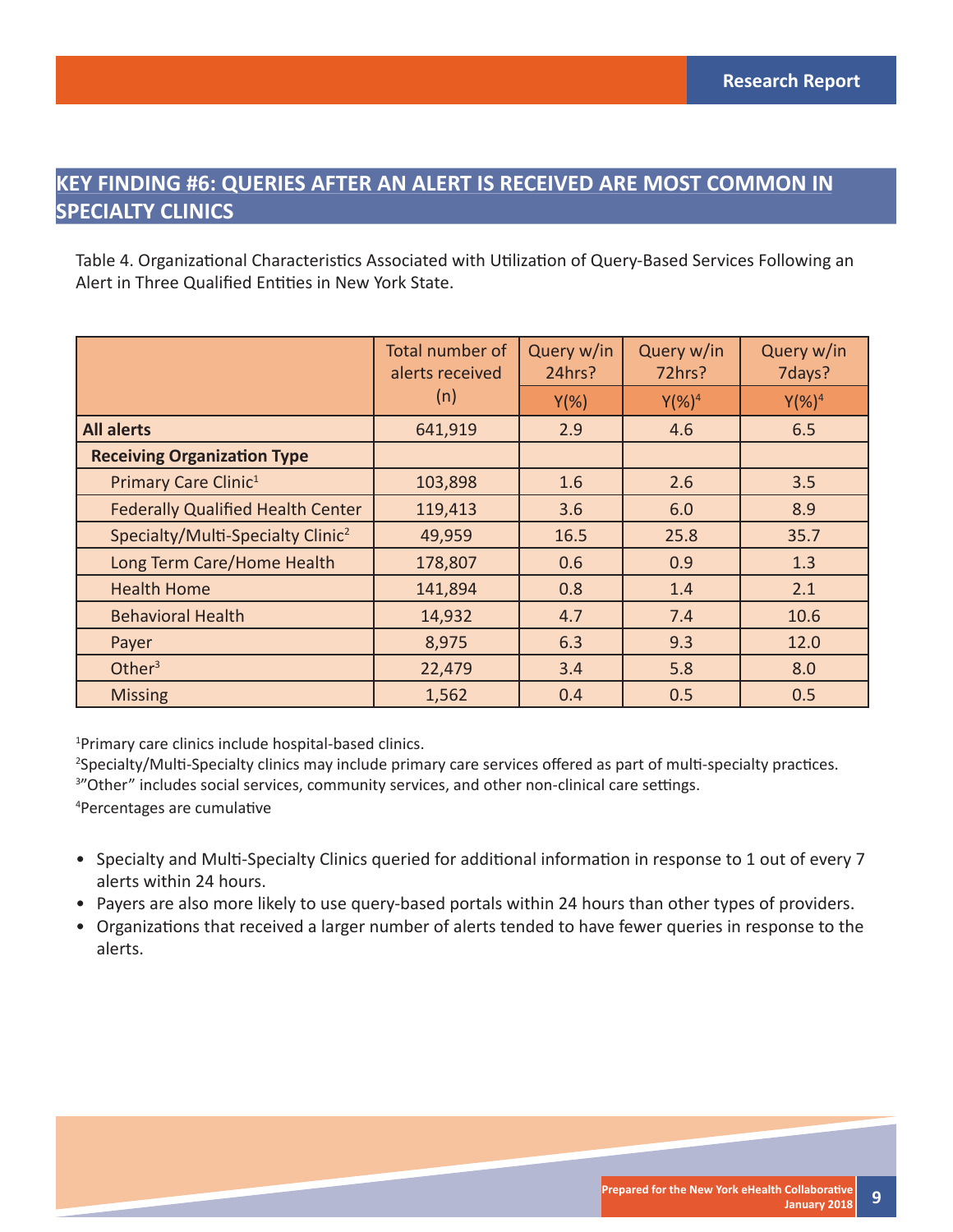## KEY FINDING #6: QUERIES AFTER AN ALERT IS RECEIVED ARE MOST COMMON IN SPECIALTY CLINICS

Table 4. Organizational Characteristics Associated with Utilization of Query-Based Services Following an Alert in Three Qualified Entities in New York State.

| | Total number of alerts received (n) | Query w/in 24hrs? Y(%) | Query w/in 72hrs? Y(%)[4] | Query w/in 7days? Y(%)[4] |
|---|---|---|---|---|
| **All alerts** | 641,919 | 2.9 | 4.6 | 6.5 |
| **Receiving Organization Type** | | | | |
| Primary Care Clinic[1] | 103,898 | 1.6 | 2.6 | 3.5 |
| Federally Qualified Health Center | 119,413 | 3.6 | 6.0 | 8.9 |
| Specialty/Multi-Specialty Clinic[2] | 49,959 | 16.5 | 25.8 | 35.7 |
| Long Term Care/Home Health | 178,807 | 0.6 | 0.9 | 1.3 |
| Health Home | 141,894 | 0.8 | 1.4 | 2.1 |
| Behavioral Health | 14,932 | 4.7 | 7.4 | 10.6 |
| Payer | 8,975 | 6.3 | 9.3 | 12.0 |
| Other[3] | 22,479 | 3.4 | 5.8 | 8.0 |
| Missing | 1,562 | 0.4 | 0.5 | 0.5 |

[1]Primary care clinics include hospital-based clinics.
[2]Specialty/Multi-Specialty clinics may include primary care services offered as part of multi-specialty practices.
[3]"Other" includes social services, community services, and other non-clinical care settings.
[4]Percentages are cumulative

- Specialty and Multi-Specialty Clinics queried for additional information in response to 1 out of every 7 alerts within 24 hours.
- Payers are also more likely to use query-based portals within 24 hours than other types of providers.
- Organizations that received a larger number of alerts tended to have fewer queries in response to the alerts.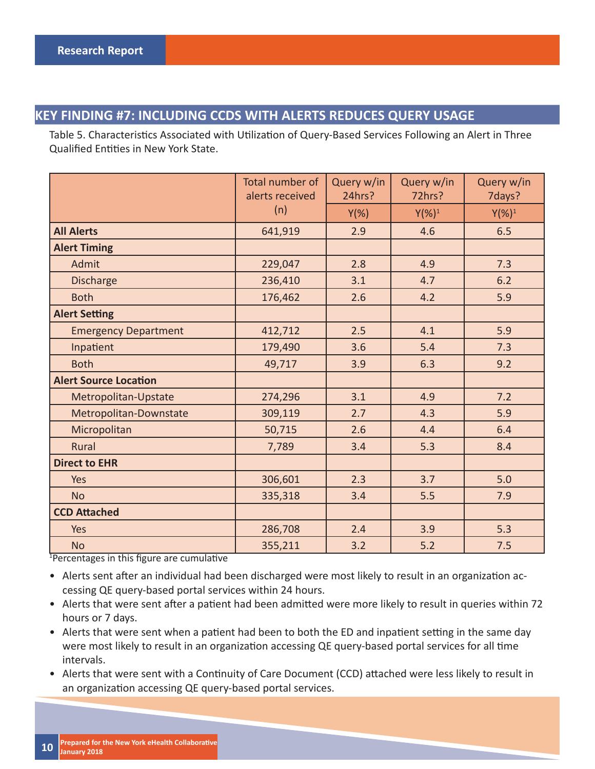## KEY FINDING #7: INCLUDING CCDS WITH ALERTS REDUCES QUERY USAGE

Table 5. Characteristics Associated with Utilization of Query-Based Services Following an Alert in Three Qualified Entities in New York State.

| | Total number of alerts received (n) | Query w/in 24hrs? | Query w/in 72hrs? | Query w/in 7days? |
|---|---|---|---|---|
| | | Y(%) | Y(%)[1] | Y(%)[1] |
| **All Alerts** | 641,919 | 2.9 | 4.6 | 6.5 |
| **Alert Timing** | | | | |
| Admit | 229,047 | 2.8 | 4.9 | 7.3 |
| Discharge | 236,410 | 3.1 | 4.7 | 6.2 |
| Both | 176,462 | 2.6 | 4.2 | 5.9 |
| **Alert Setting** | | | | |
| Emergency Department | 412,712 | 2.5 | 4.1 | 5.9 |
| Inpatient | 179,490 | 3.6 | 5.4 | 7.3 |
| Both | 49,717 | 3.9 | 6.3 | 9.2 |
| **Alert Source Location** | | | | |
| Metropolitan-Upstate | 274,296 | 3.1 | 4.9 | 7.2 |
| Metropolitan-Downstate | 309,119 | 2.7 | 4.3 | 5.9 |
| Micropolitan | 50,715 | 2.6 | 4.4 | 6.4 |
| Rural | 7,789 | 3.4 | 5.3 | 8.4 |
| **Direct to EHR** | | | | |
| Yes | 306,601 | 2.3 | 3.7 | 5.0 |
| No | 335,318 | 3.4 | 5.5 | 7.9 |
| **CCD Attached** | | | | |
| Yes | 286,708 | 2.4 | 3.9 | 5.3 |
| No | 355,211 | 3.2 | 5.2 | 7.5 |

[1]Percentages in this figure are cumulative

- Alerts sent after an individual had been discharged were most likely to result in an organization accessing QE query-based portal services within 24 hours.
- Alerts that were sent after a patient had been admitted were more likely to result in queries within 72 hours or 7 days.
- Alerts that were sent when a patient had been to both the ED and inpatient setting in the same day were most likely to result in an organization accessing QE query-based portal services for all time intervals.
- Alerts that were sent with a Continuity of Care Document (CCD) attached were less likely to result in an organization accessing QE query-based portal services.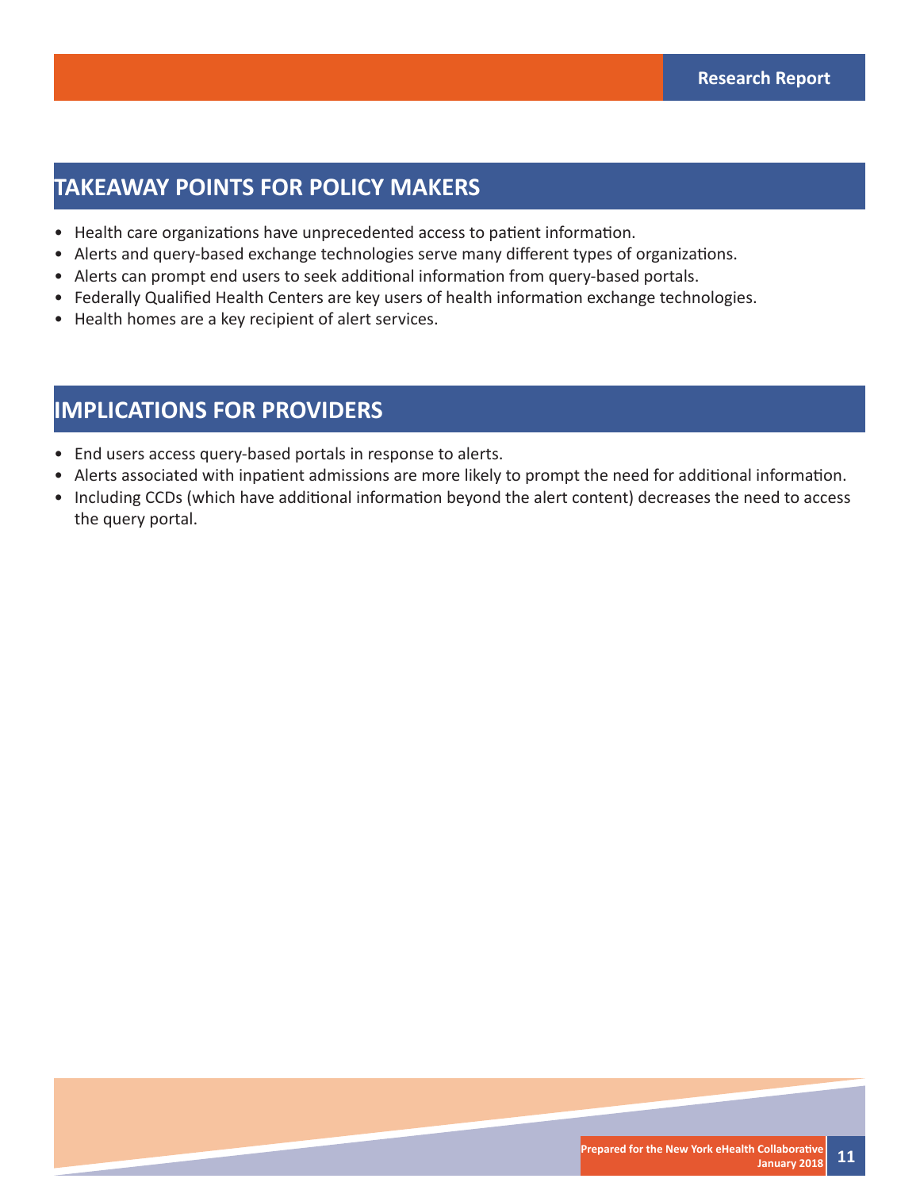## TAKEAWAY POINTS FOR POLICY MAKERS

- Health care organizations have unprecedented access to patient information.
- Alerts and query-based exchange technologies serve many different types of organizations.
- Alerts can prompt end users to seek additional information from query-based portals.
- Federally Qualified Health Centers are key users of health information exchange technologies.
- Health homes are a key recipient of alert services.

## IMPLICATIONS FOR PROVIDERS

- End users access query-based portals in response to alerts.
- Alerts associated with inpatient admissions are more likely to prompt the need for additional information.
- Including CCDs (which have additional information beyond the alert content) decreases the need to access the query portal.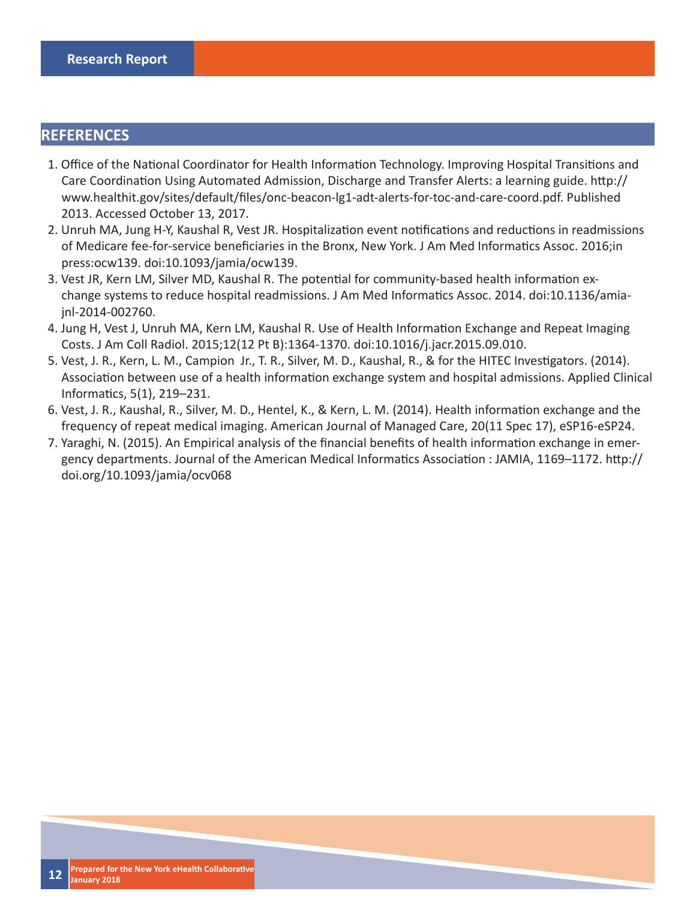## REFERENCES

1. Office of the National Coordinator for Health Information Technology. Improving Hospital Transitions and Care Coordination Using Automated Admission, Discharge and Transfer Alerts: a learning guide. http://www.healthit.gov/sites/default/files/onc-beacon-lg1-adt-alerts-for-toc-and-care-coord.pdf. Published 2013. Accessed October 13, 2017.
2. Unruh MA, Jung H-Y, Kaushal R, Vest JR. Hospitalization event notifications and reductions in readmissions of Medicare fee-for-service beneficiaries in the Bronx, New York. J Am Med Informatics Assoc. 2016;in press:ocw139. doi:10.1093/jamia/ocw139.
3. Vest JR, Kern LM, Silver MD, Kaushal R. The potential for community-based health information exchange systems to reduce hospital readmissions. J Am Med Informatics Assoc. 2014. doi:10.1136/amiajnl-2014-002760.
4. Jung H, Vest J, Unruh MA, Kern LM, Kaushal R. Use of Health Information Exchange and Repeat Imaging Costs. J Am Coll Radiol. 2015;12(12 Pt B):1364-1370. doi:10.1016/j.jacr.2015.09.010.
5. Vest, J. R., Kern, L. M., Campion Jr., T. R., Silver, M. D., Kaushal, R., & for the HITEC Investigators. (2014). Association between use of a health information exchange system and hospital admissions. Applied Clinical Informatics, 5(1), 219–231.
6. Vest, J. R., Kaushal, R., Silver, M. D., Hentel, K., & Kern, L. M. (2014). Health information exchange and the frequency of repeat medical imaging. American Journal of Managed Care, 20(11 Spec 17), eSP16-eSP24.
7. Yaraghi, N. (2015). An Empirical analysis of the financial benefits of health information exchange in emergency departments. Journal of the American Medical Informatics Association : JAMIA, 1169–1172. http://doi.org/10.1093/jamia/ocv068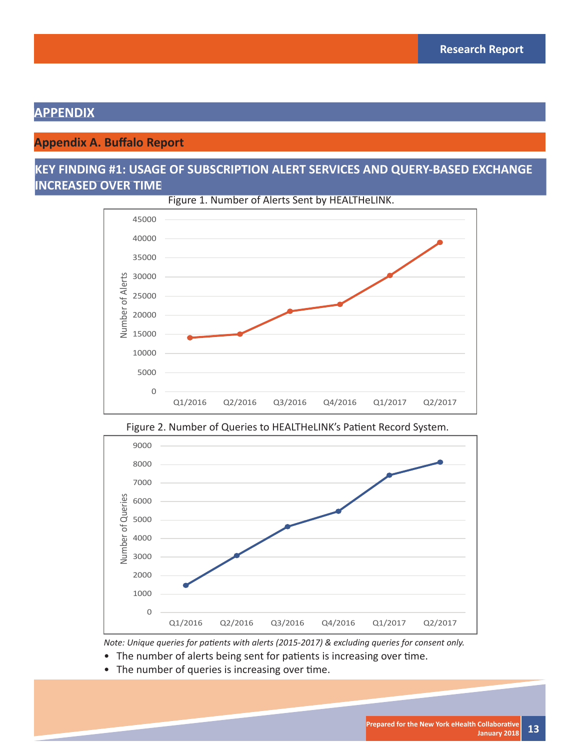# APPENDIX

## Appendix A. Buffalo Report

### KEY FINDING #1: USAGE OF SUBSCRIPTION ALERT SERVICES AND QUERY-BASED EXCHANGE INCREASED OVER TIME

Figure 1. Number of Alerts Sent by HEALTHeLINK.

Figure 2. Number of Queries to HEALTHeLINK's Patient Record System.

*Note: Unique queries for patients with alerts (2015-2017) & excluding queries for consent only.*

- The number of alerts being sent for patients is increasing over time.
- The number of queries is increasing over time.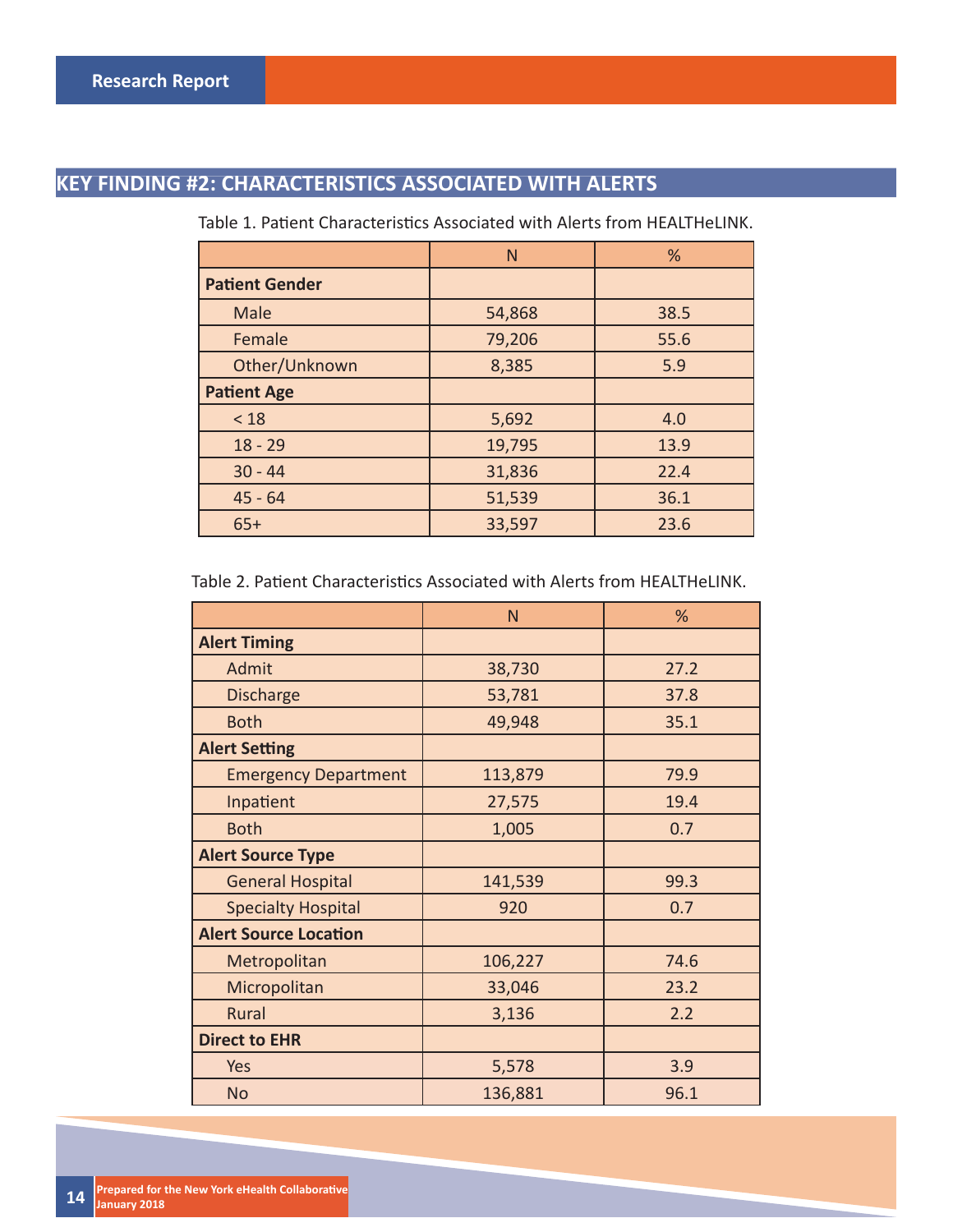## KEY FINDING #2: CHARACTERISTICS ASSOCIATED WITH ALERTS

Table 1. Patient Characteristics Associated with Alerts from HEALTHeLINK.

| | N | % |
|---|---|---|
| **Patient Gender** | | |
| Male | 54,868 | 38.5 |
| Female | 79,206 | 55.6 |
| Other/Unknown | 8,385 | 5.9 |
| **Patient Age** | | |
| < 18 | 5,692 | 4.0 |
| 18 - 29 | 19,795 | 13.9 |
| 30 - 44 | 31,836 | 22.4 |
| 45 - 64 | 51,539 | 36.1 |
| 65+ | 33,597 | 23.6 |

Table 2. Patient Characteristics Associated with Alerts from HEALTHeLINK.

| | N | % |
|---|---|---|
| **Alert Timing** | | |
| Admit | 38,730 | 27.2 |
| Discharge | 53,781 | 37.8 |
| Both | 49,948 | 35.1 |
| **Alert Setting** | | |
| Emergency Department | 113,879 | 79.9 |
| Inpatient | 27,575 | 19.4 |
| Both | 1,005 | 0.7 |
| **Alert Source Type** | | |
| General Hospital | 141,539 | 99.3 |
| Specialty Hospital | 920 | 0.7 |
| **Alert Source Location** | | |
| Metropolitan | 106,227 | 74.6 |
| Micropolitan | 33,046 | 23.2 |
| Rural | 3,136 | 2.2 |
| **Direct to EHR** | | |
| Yes | 5,578 | 3.9 |
| No | 136,881 | 96.1 |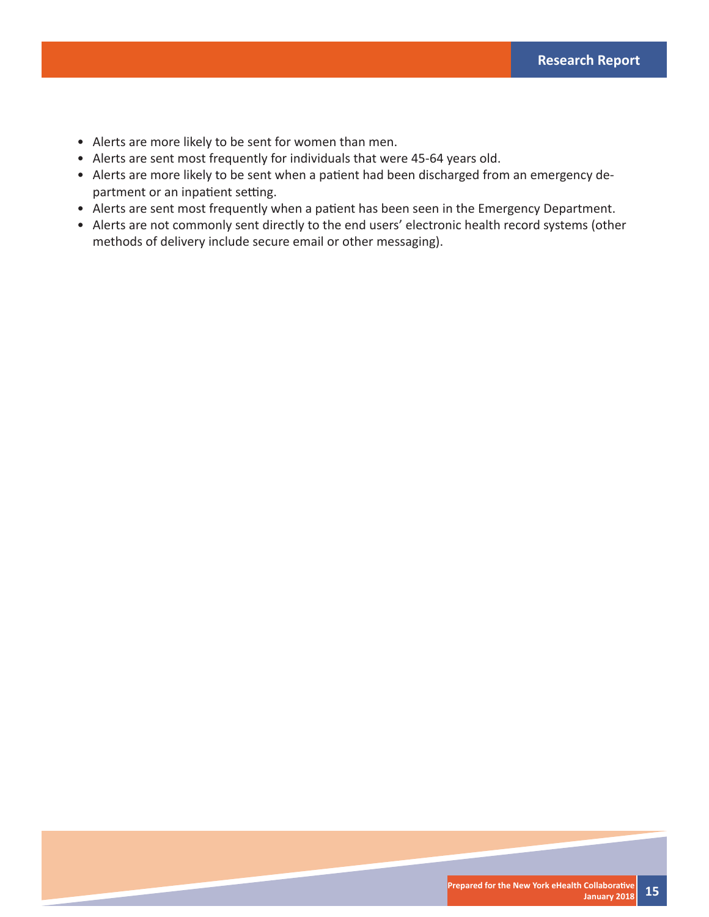- Alerts are more likely to be sent for women than men.
- Alerts are sent most frequently for individuals that were 45-64 years old.
- Alerts are more likely to be sent when a patient had been discharged from an emergency department or an inpatient setting.
- Alerts are sent most frequently when a patient has been seen in the Emergency Department.
- Alerts are not commonly sent directly to the end users' electronic health record systems (other methods of delivery include secure email or other messaging).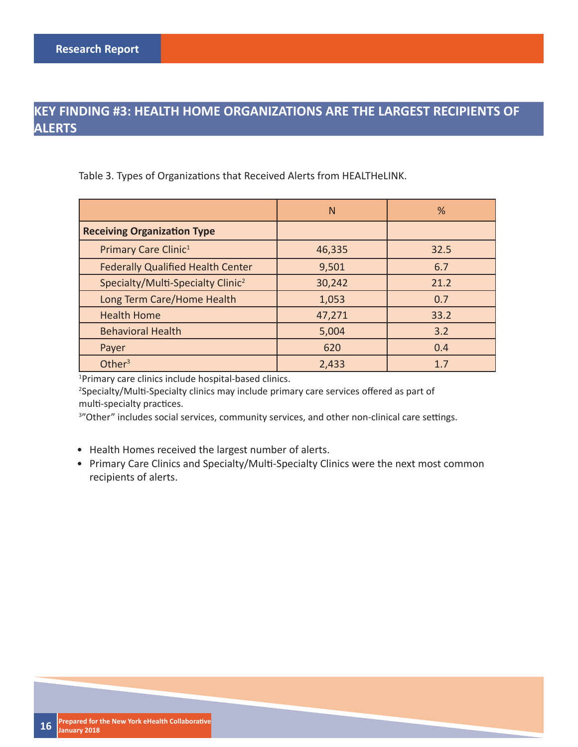## KEY FINDING #3: HEALTH HOME ORGANIZATIONS ARE THE LARGEST RECIPIENTS OF ALERTS

Table 3. Types of Organizations that Received Alerts from HEALTHeLINK.

| | N | % |
|---|---|---|
| **Receiving Organization Type** | | |
| Primary Care Clinic[1] | 46,335 | 32.5 |
| Federally Qualified Health Center | 9,501 | 6.7 |
| Specialty/Multi-Specialty Clinic[2] | 30,242 | 21.2 |
| Long Term Care/Home Health | 1,053 | 0.7 |
| Health Home | 47,271 | 33.2 |
| Behavioral Health | 5,004 | 3.2 |
| Payer | 620 | 0.4 |
| Other[3] | 2,433 | 1.7 |

[1]Primary care clinics include hospital-based clinics.

[2]Specialty/Multi-Specialty clinics may include primary care services offered as part of multi-specialty practices.

[3]"Other" includes social services, community services, and other non-clinical care settings.

- Health Homes received the largest number of alerts.
- Primary Care Clinics and Specialty/Multi-Specialty Clinics were the next most common recipients of alerts.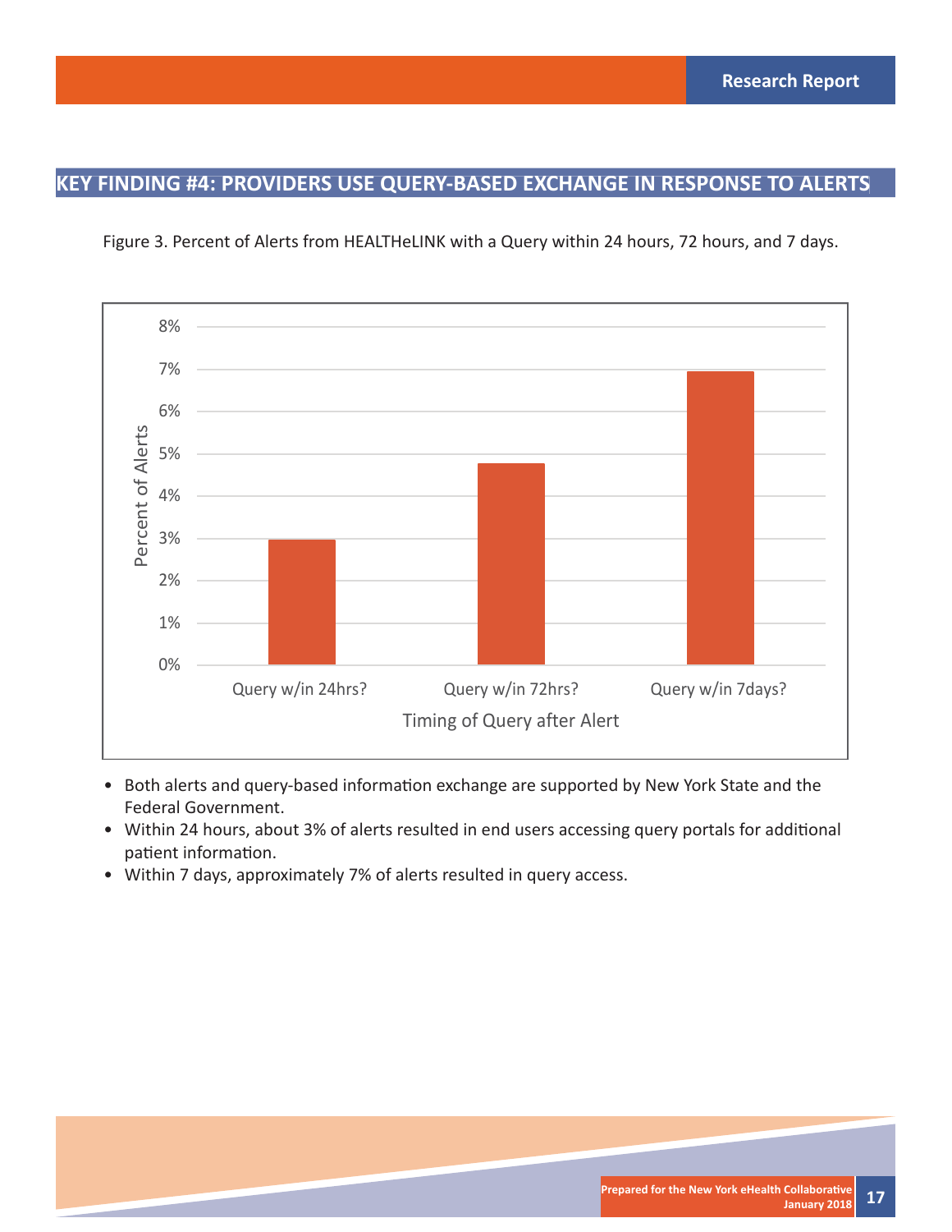## KEY FINDING #4: PROVIDERS USE QUERY-BASED EXCHANGE IN RESPONSE TO ALERTS

Figure 3. Percent of Alerts from HEALTHeLINK with a Query within 24 hours, 72 hours, and 7 days.

- Both alerts and query-based information exchange are supported by New York State and the Federal Government.
- Within 24 hours, about 3% of alerts resulted in end users accessing query portals for additional patient information.
- Within 7 days, approximately 7% of alerts resulted in query access.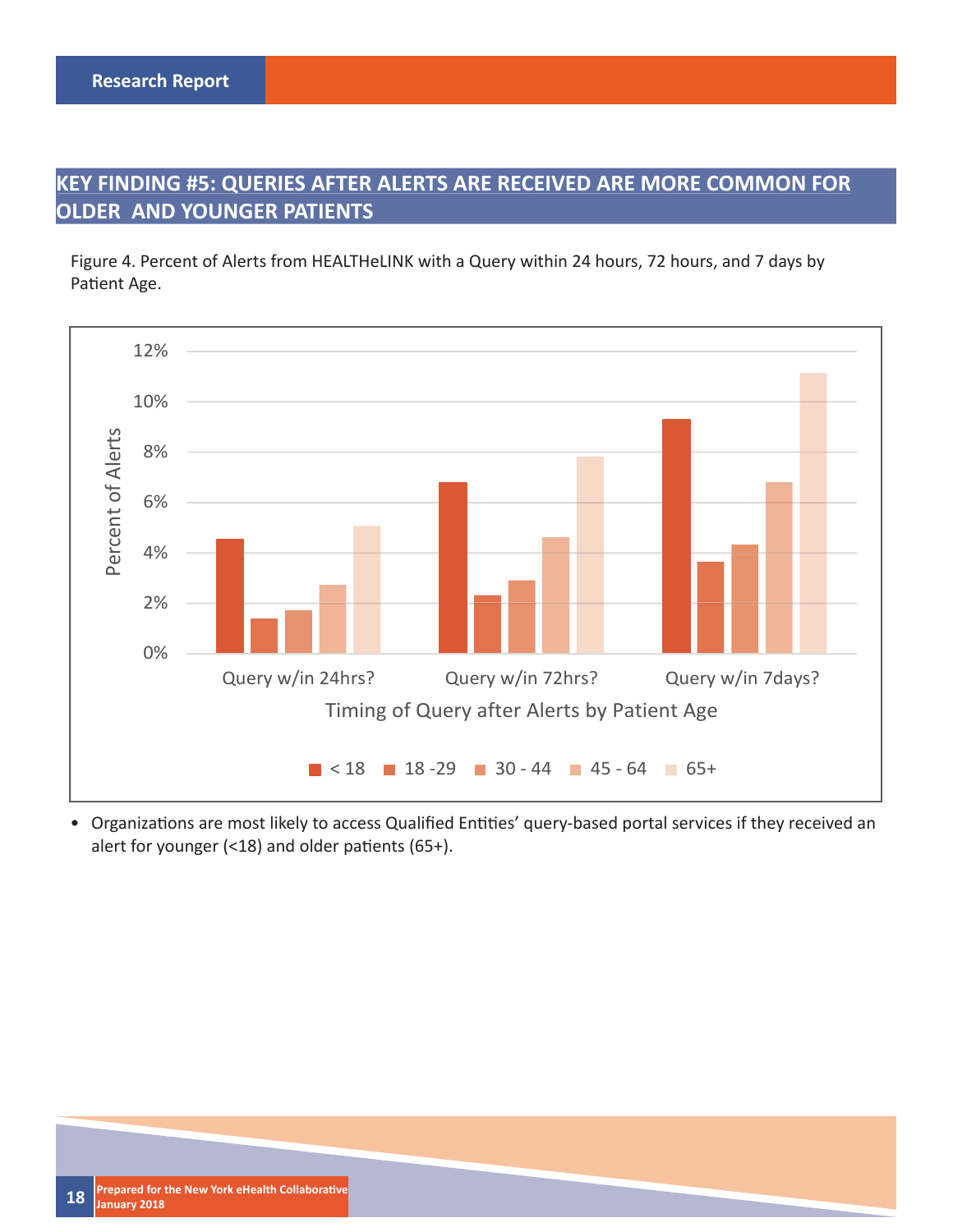## KEY FINDING #5: QUERIES AFTER ALERTS ARE RECEIVED ARE MORE COMMON FOR OLDER AND YOUNGER PATIENTS

Figure 4. Percent of Alerts from HEALTHeLINK with a Query within 24 hours, 72 hours, and 7 days by Patient Age.

- Organizations are most likely to access Qualified Entities' query-based portal services if they received an alert for younger (<18) and older patients (65+).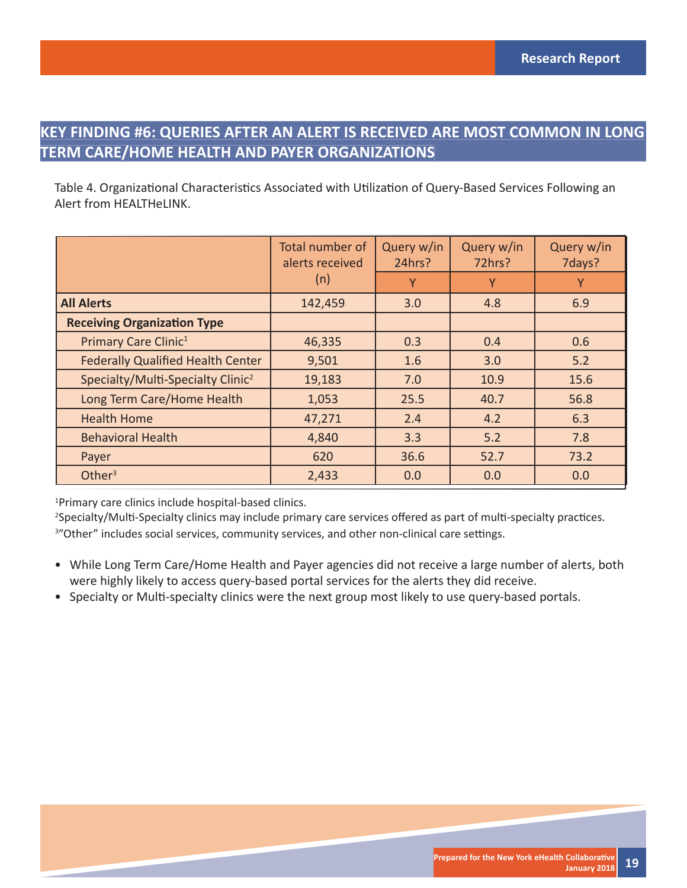## KEY FINDING #6: QUERIES AFTER AN ALERT IS RECEIVED ARE MOST COMMON IN LONG TERM CARE/HOME HEALTH AND PAYER ORGANIZATIONS

Table 4. Organizational Characteristics Associated with Utilization of Query-Based Services Following an Alert from HEALTHeLINK.

| | Total number of alerts received (n) | Query w/in 24hrs? | Query w/in 72hrs? | Query w/in 7days? |
|---|---|---|---|---|
| | | Y | Y | Y |
| **All Alerts** | 142,459 | 3.0 | 4.8 | 6.9 |
| **Receiving Organization Type** | | | | |
| Primary Care Clinic[1] | 46,335 | 0.3 | 0.4 | 0.6 |
| Federally Qualified Health Center | 9,501 | 1.6 | 3.0 | 5.2 |
| Specialty/Multi-Specialty Clinic[2] | 19,183 | 7.0 | 10.9 | 15.6 |
| Long Term Care/Home Health | 1,053 | 25.5 | 40.7 | 56.8 |
| Health Home | 47,271 | 2.4 | 4.2 | 6.3 |
| Behavioral Health | 4,840 | 3.3 | 5.2 | 7.8 |
| Payer | 620 | 36.6 | 52.7 | 73.2 |
| Other[3] | 2,433 | 0.0 | 0.0 | 0.0 |

[1]Primary care clinics include hospital-based clinics.

[2]Specialty/Multi-Specialty clinics may include primary care services offered as part of multi-specialty practices.

[3]"Other" includes social services, community services, and other non-clinical care settings.

- While Long Term Care/Home Health and Payer agencies did not receive a large number of alerts, both were highly likely to access query-based portal services for the alerts they did receive.
- Specialty or Multi-specialty clinics were the next group most likely to use query-based portals.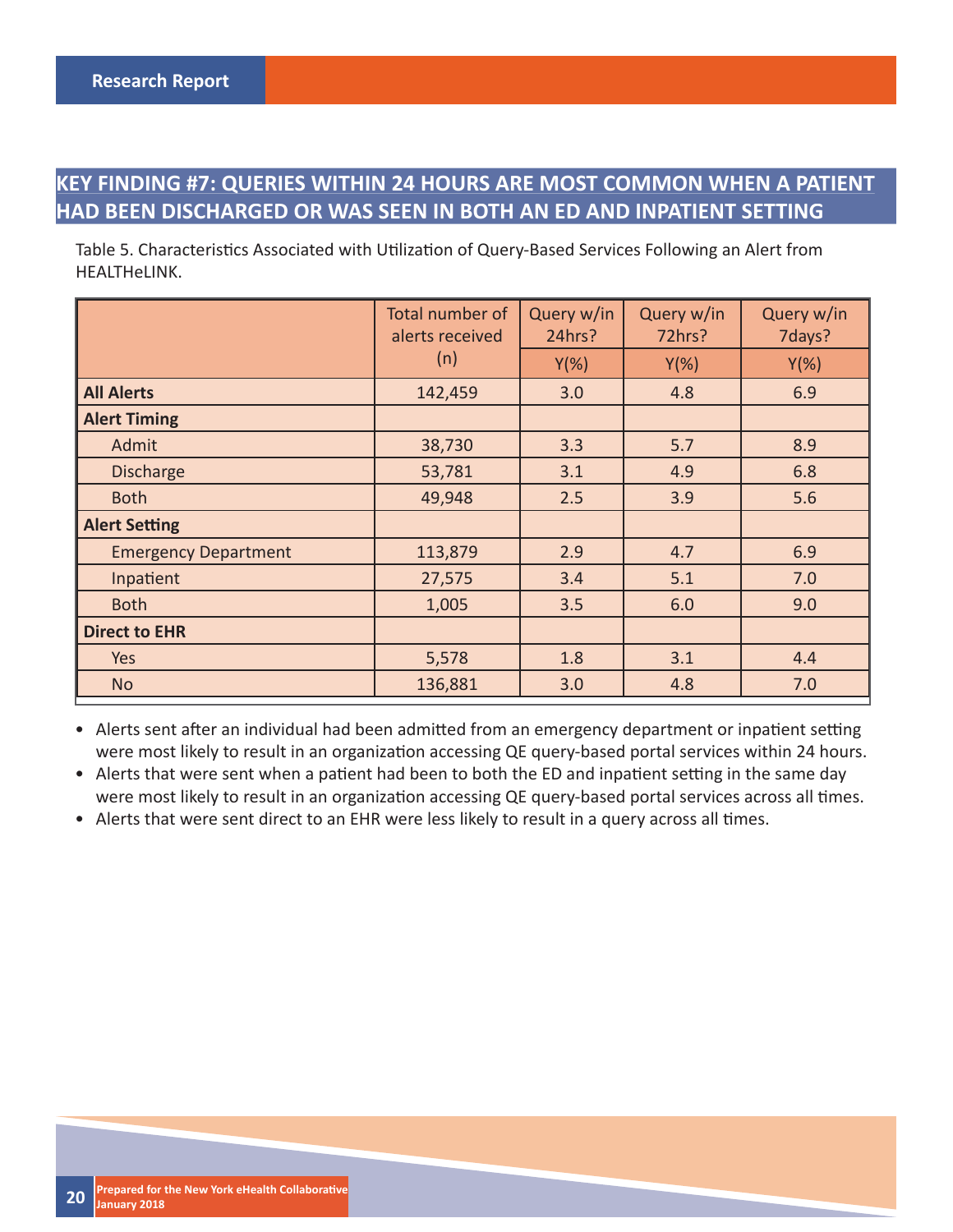## KEY FINDING #7: QUERIES WITHIN 24 HOURS ARE MOST COMMON WHEN A PATIENT HAD BEEN DISCHARGED OR WAS SEEN IN BOTH AN ED AND INPATIENT SETTING

Table 5. Characteristics Associated with Utilization of Query-Based Services Following an Alert from HEALTHeLINK.

| | Total number of alerts received (n) | Query w/in 24hrs? | Query w/in 72hrs? | Query w/in 7days? |
|---|---|---|---|---|
| | | Y(%) | Y(%) | Y(%) |
| **All Alerts** | 142,459 | 3.0 | 4.8 | 6.9 |
| **Alert Timing** | | | | |
| Admit | 38,730 | 3.3 | 5.7 | 8.9 |
| Discharge | 53,781 | 3.1 | 4.9 | 6.8 |
| Both | 49,948 | 2.5 | 3.9 | 5.6 |
| **Alert Setting** | | | | |
| Emergency Department | 113,879 | 2.9 | 4.7 | 6.9 |
| Inpatient | 27,575 | 3.4 | 5.1 | 7.0 |
| Both | 1,005 | 3.5 | 6.0 | 9.0 |
| **Direct to EHR** | | | | |
| Yes | 5,578 | 1.8 | 3.1 | 4.4 |
| No | 136,881 | 3.0 | 4.8 | 7.0 |

- Alerts sent after an individual had been admitted from an emergency department or inpatient setting were most likely to result in an organization accessing QE query-based portal services within 24 hours.
- Alerts that were sent when a patient had been to both the ED and inpatient setting in the same day were most likely to result in an organization accessing QE query-based portal services across all times.
- Alerts that were sent direct to an EHR were less likely to result in a query across all times.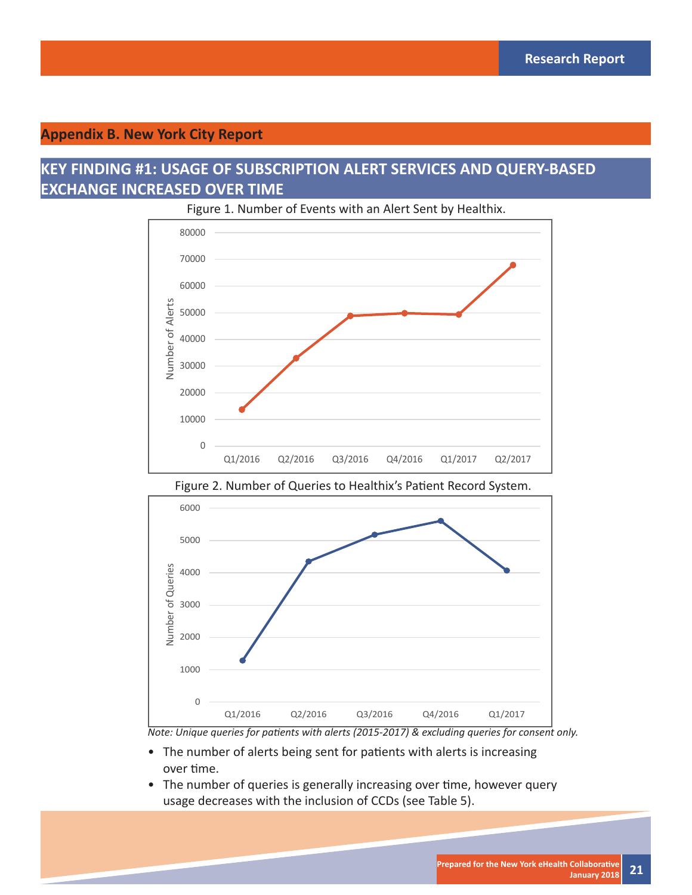## Appendix B. New York City Report

### KEY FINDING #1: USAGE OF SUBSCRIPTION ALERT SERVICES AND QUERY-BASED EXCHANGE INCREASED OVER TIME

Figure 1. Number of Events with an Alert Sent by Healthix.

Figure 2. Number of Queries to Healthix's Patient Record System.

*Note: Unique queries for patients with alerts (2015-2017) & excluding queries for consent only.*

- The number of alerts being sent for patients with alerts is increasing over time.
- The number of queries is generally increasing over time, however query usage decreases with the inclusion of CCDs (see Table 5).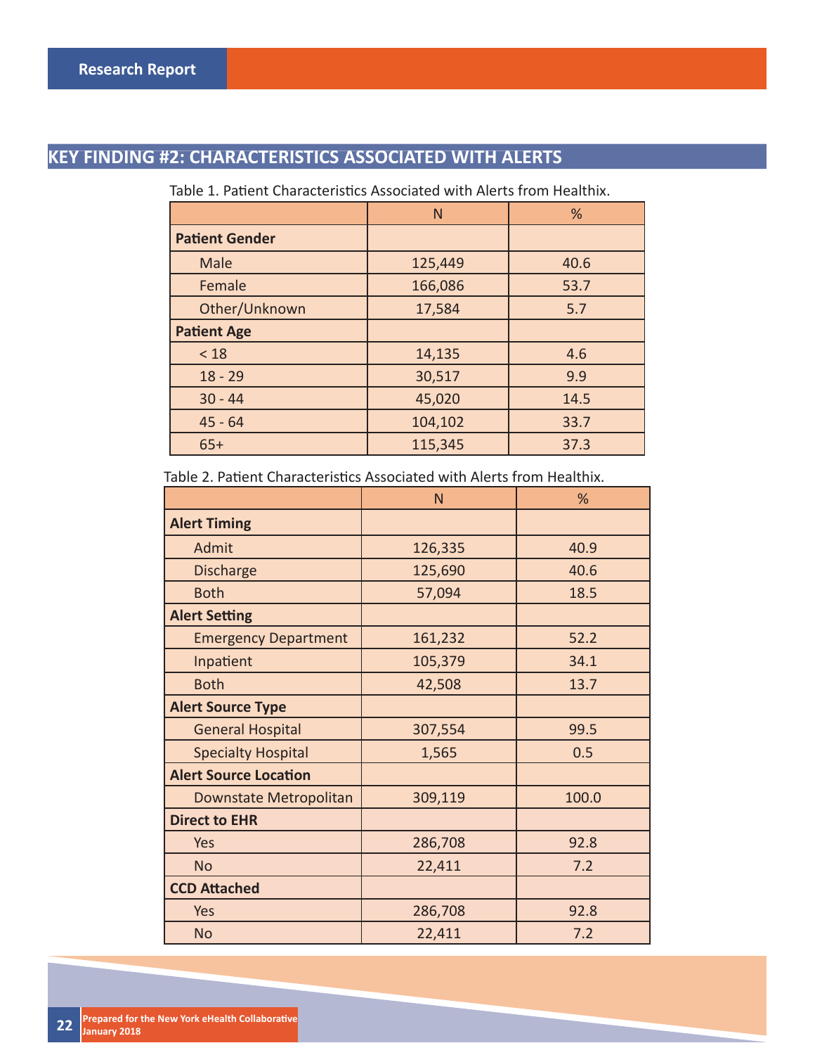## KEY FINDING #2: CHARACTERISTICS ASSOCIATED WITH ALERTS

Table 1. Patient Characteristics Associated with Alerts from Healthix.

| | N | % |
|---|---|---|
| **Patient Gender** | | |
| Male | 125,449 | 40.6 |
| Female | 166,086 | 53.7 |
| Other/Unknown | 17,584 | 5.7 |
| **Patient Age** | | |
| < 18 | 14,135 | 4.6 |
| 18 - 29 | 30,517 | 9.9 |
| 30 - 44 | 45,020 | 14.5 |
| 45 - 64 | 104,102 | 33.7 |
| 65+ | 115,345 | 37.3 |

Table 2. Patient Characteristics Associated with Alerts from Healthix.

| | N | % |
|---|---|---|
| **Alert Timing** | | |
| Admit | 126,335 | 40.9 |
| Discharge | 125,690 | 40.6 |
| Both | 57,094 | 18.5 |
| **Alert Setting** | | |
| Emergency Department | 161,232 | 52.2 |
| Inpatient | 105,379 | 34.1 |
| Both | 42,508 | 13.7 |
| **Alert Source Type** | | |
| General Hospital | 307,554 | 99.5 |
| Specialty Hospital | 1,565 | 0.5 |
| **Alert Source Location** | | |
| Downstate Metropolitan | 309,119 | 100.0 |
| **Direct to EHR** | | |
| Yes | 286,708 | 92.8 |
| No | 22,411 | 7.2 |
| **CCD Attached** | | |
| Yes | 286,708 | 92.8 |
| No | 22,411 | 7.2 |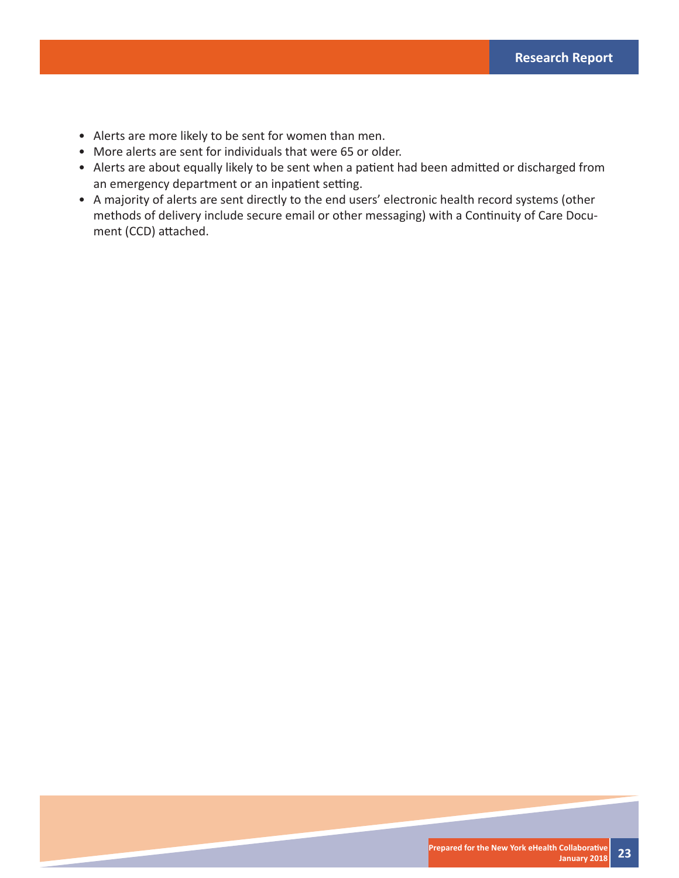- Alerts are more likely to be sent for women than men.
- More alerts are sent for individuals that were 65 or older.
- Alerts are about equally likely to be sent when a patient had been admitted or discharged from an emergency department or an inpatient setting.
- A majority of alerts are sent directly to the end users' electronic health record systems (other methods of delivery include secure email or other messaging) with a Continuity of Care Document (CCD) attached.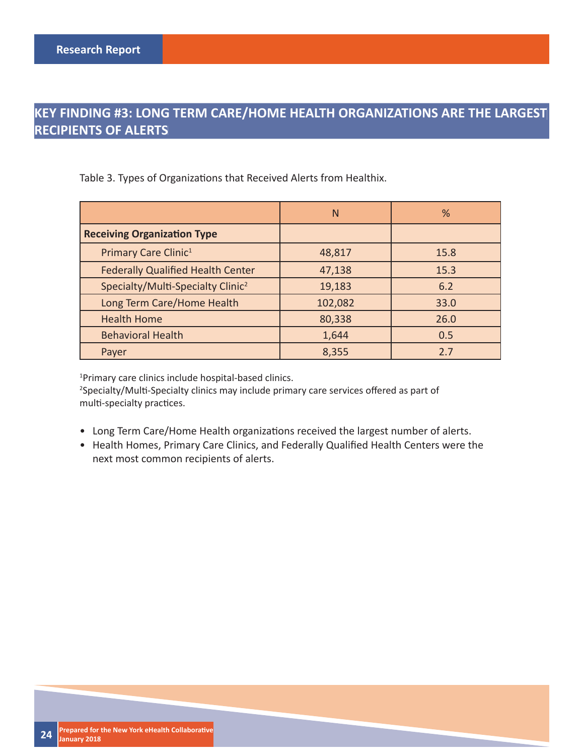## KEY FINDING #3: LONG TERM CARE/HOME HEALTH ORGANIZATIONS ARE THE LARGEST RECIPIENTS OF ALERTS

Table 3. Types of Organizations that Received Alerts from Healthix.

| | N | % |
|---|---|---|
| **Receiving Organization Type** | | |
| Primary Care Clinic[1] | 48,817 | 15.8 |
| Federally Qualified Health Center | 47,138 | 15.3 |
| Specialty/Multi-Specialty Clinic[2] | 19,183 | 6.2 |
| Long Term Care/Home Health | 102,082 | 33.0 |
| Health Home | 80,338 | 26.0 |
| Behavioral Health | 1,644 | 0.5 |
| Payer | 8,355 | 2.7 |

[1]Primary care clinics include hospital-based clinics.
[2]Specialty/Multi-Specialty clinics may include primary care services offered as part of multi-specialty practices.

- Long Term Care/Home Health organizations received the largest number of alerts.
- Health Homes, Primary Care Clinics, and Federally Qualified Health Centers were the next most common recipients of alerts.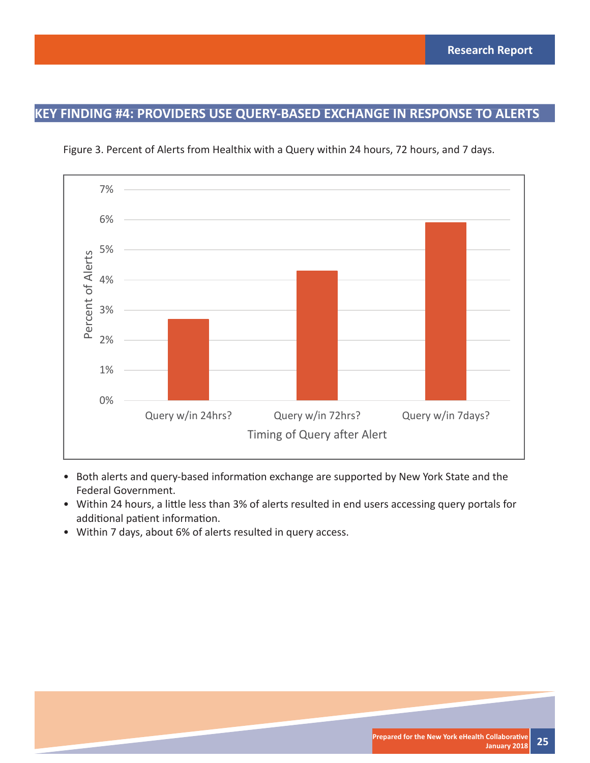## KEY FINDING #4: PROVIDERS USE QUERY-BASED EXCHANGE IN RESPONSE TO ALERTS

Figure 3. Percent of Alerts from Healthix with a Query within 24 hours, 72 hours, and 7 days.

- Both alerts and query-based information exchange are supported by New York State and the Federal Government.
- Within 24 hours, a little less than 3% of alerts resulted in end users accessing query portals for additional patient information.
- Within 7 days, about 6% of alerts resulted in query access.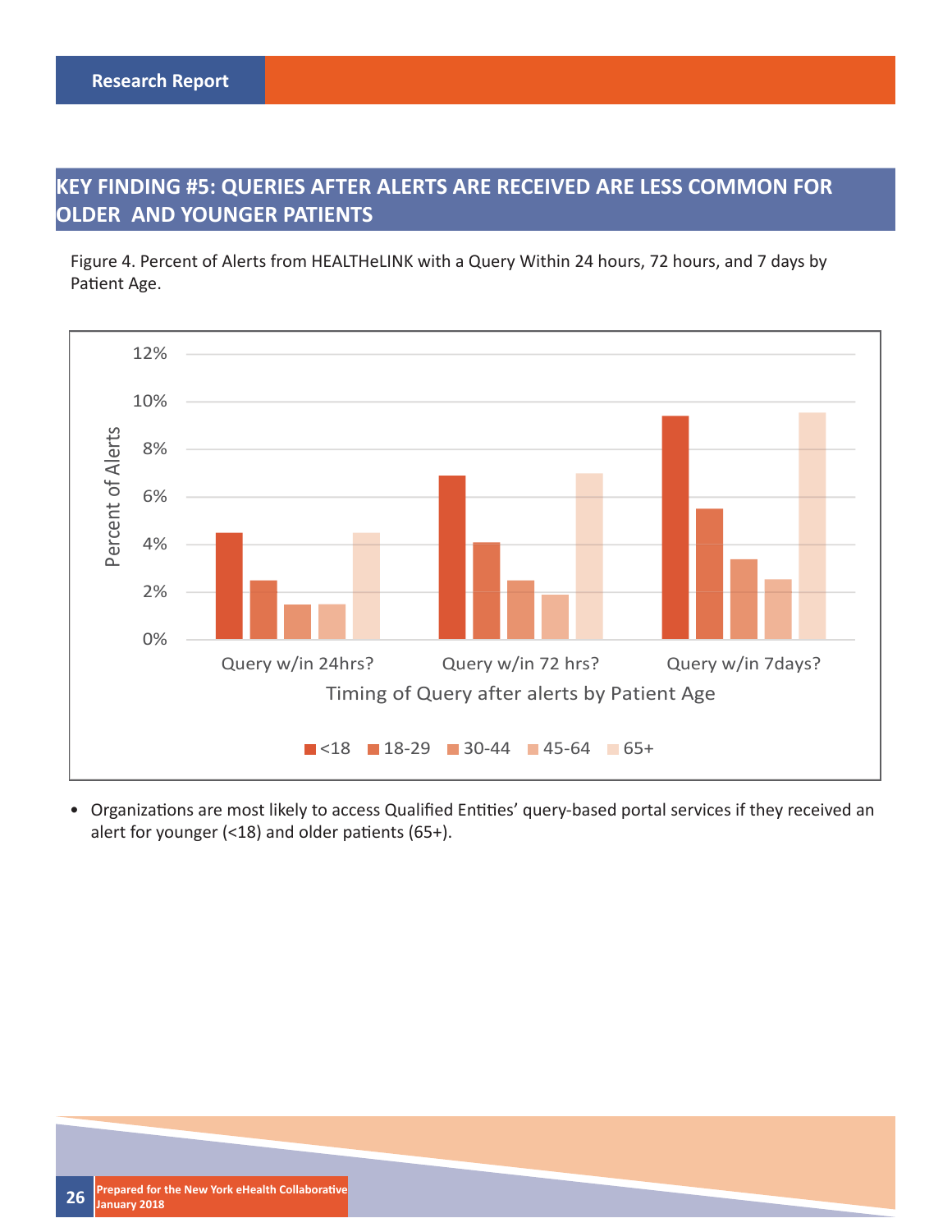## KEY FINDING #5: QUERIES AFTER ALERTS ARE RECEIVED ARE LESS COMMON FOR OLDER AND YOUNGER PATIENTS

Figure 4. Percent of Alerts from HEALTHeLINK with a Query Within 24 hours, 72 hours, and 7 days by Patient Age.

- Organizations are most likely to access Qualified Entities' query-based portal services if they received an alert for younger (<18) and older patients (65+).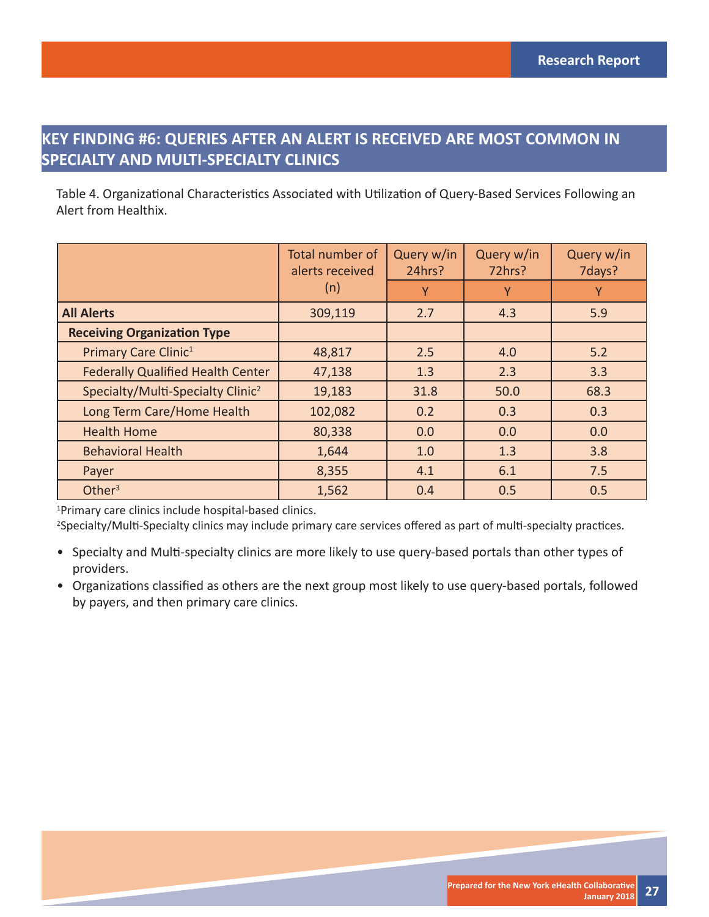## KEY FINDING #6: QUERIES AFTER AN ALERT IS RECEIVED ARE MOST COMMON IN SPECIALTY AND MULTI-SPECIALTY CLINICS

Table 4. Organizational Characteristics Associated with Utilization of Query-Based Services Following an Alert from Healthix.

| | Total number of alerts received (n) | Query w/in 24hrs? | Query w/in 72hrs? | Query w/in 7days? |
|---|---|---|---|---|
| | | Y | Y | Y |
| **All Alerts** | 309,119 | 2.7 | 4.3 | 5.9 |
| **Receiving Organization Type** | | | | |
| Primary Care Clinic[1] | 48,817 | 2.5 | 4.0 | 5.2 |
| Federally Qualified Health Center | 47,138 | 1.3 | 2.3 | 3.3 |
| Specialty/Multi-Specialty Clinic[2] | 19,183 | 31.8 | 50.0 | 68.3 |
| Long Term Care/Home Health | 102,082 | 0.2 | 0.3 | 0.3 |
| Health Home | 80,338 | 0.0 | 0.0 | 0.0 |
| Behavioral Health | 1,644 | 1.0 | 1.3 | 3.8 |
| Payer | 8,355 | 4.1 | 6.1 | 7.5 |
| Other[3] | 1,562 | 0.4 | 0.5 | 0.5 |

[1]Primary care clinics include hospital-based clinics.

[2]Specialty/Multi-Specialty clinics may include primary care services offered as part of multi-specialty practices.

- Specialty and Multi-specialty clinics are more likely to use query-based portals than other types of providers.
- Organizations classified as others are the next group most likely to use query-based portals, followed by payers, and then primary care clinics.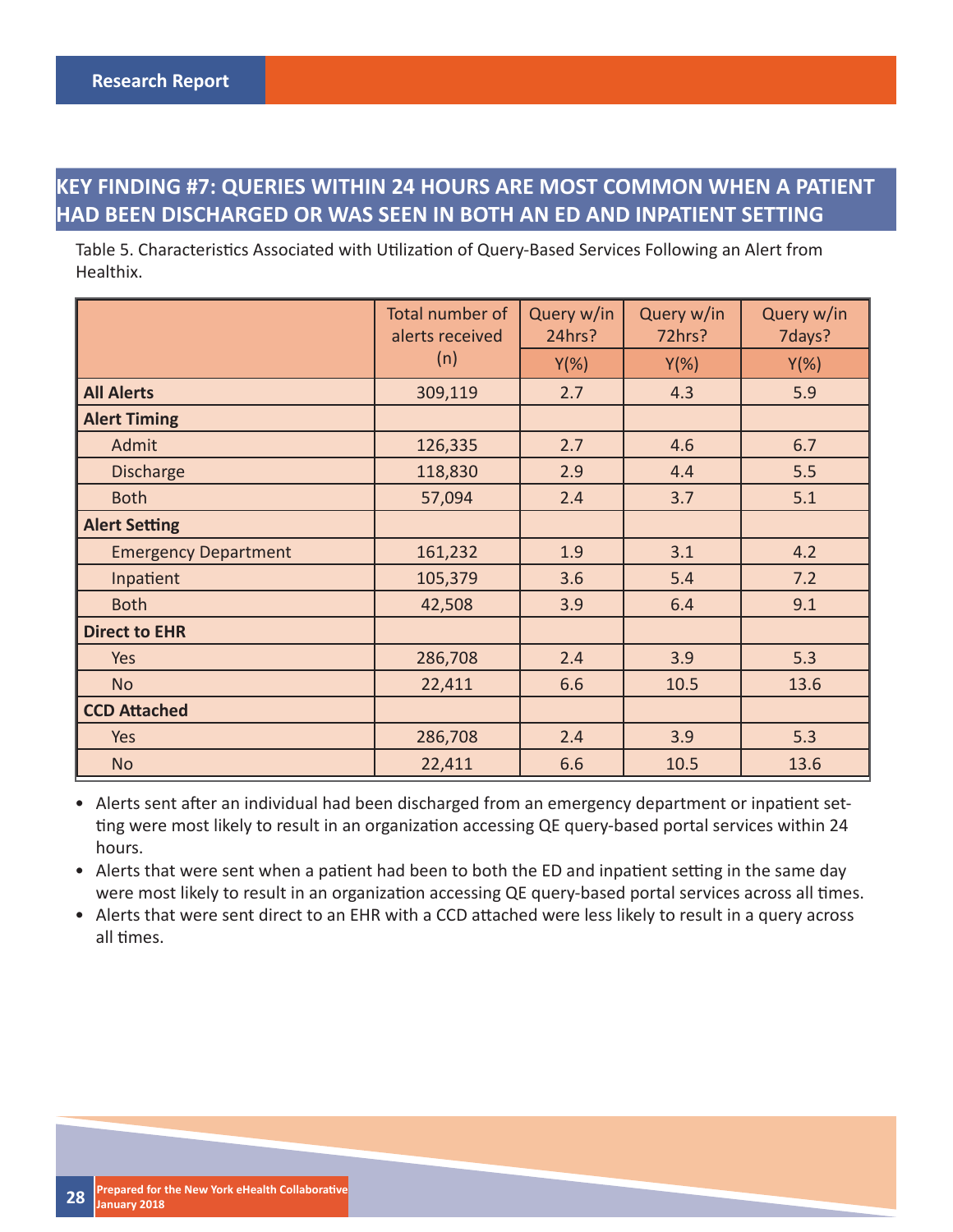## KEY FINDING #7: QUERIES WITHIN 24 HOURS ARE MOST COMMON WHEN A PATIENT HAD BEEN DISCHARGED OR WAS SEEN IN BOTH AN ED AND INPATIENT SETTING

Table 5. Characteristics Associated with Utilization of Query-Based Services Following an Alert from Healthix.

| | Total number of alerts received (n) | Query w/in 24hrs? | Query w/in 72hrs? | Query w/in 7days? |
|---|---|---|---|---|
| | | Y(%) | Y(%) | Y(%) |
| **All Alerts** | 309,119 | 2.7 | 4.3 | 5.9 |
| **Alert Timing** | | | | |
| Admit | 126,335 | 2.7 | 4.6 | 6.7 |
| Discharge | 118,830 | 2.9 | 4.4 | 5.5 |
| Both | 57,094 | 2.4 | 3.7 | 5.1 |
| **Alert Setting** | | | | |
| Emergency Department | 161,232 | 1.9 | 3.1 | 4.2 |
| Inpatient | 105,379 | 3.6 | 5.4 | 7.2 |
| Both | 42,508 | 3.9 | 6.4 | 9.1 |
| **Direct to EHR** | | | | |
| Yes | 286,708 | 2.4 | 3.9 | 5.3 |
| No | 22,411 | 6.6 | 10.5 | 13.6 |
| **CCD Attached** | | | | |
| Yes | 286,708 | 2.4 | 3.9 | 5.3 |
| No | 22,411 | 6.6 | 10.5 | 13.6 |

- Alerts sent after an individual had been discharged from an emergency department or inpatient setting were most likely to result in an organization accessing QE query-based portal services within 24 hours.
- Alerts that were sent when a patient had been to both the ED and inpatient setting in the same day were most likely to result in an organization accessing QE query-based portal services across all times.
- Alerts that were sent direct to an EHR with a CCD attached were less likely to result in a query across all times.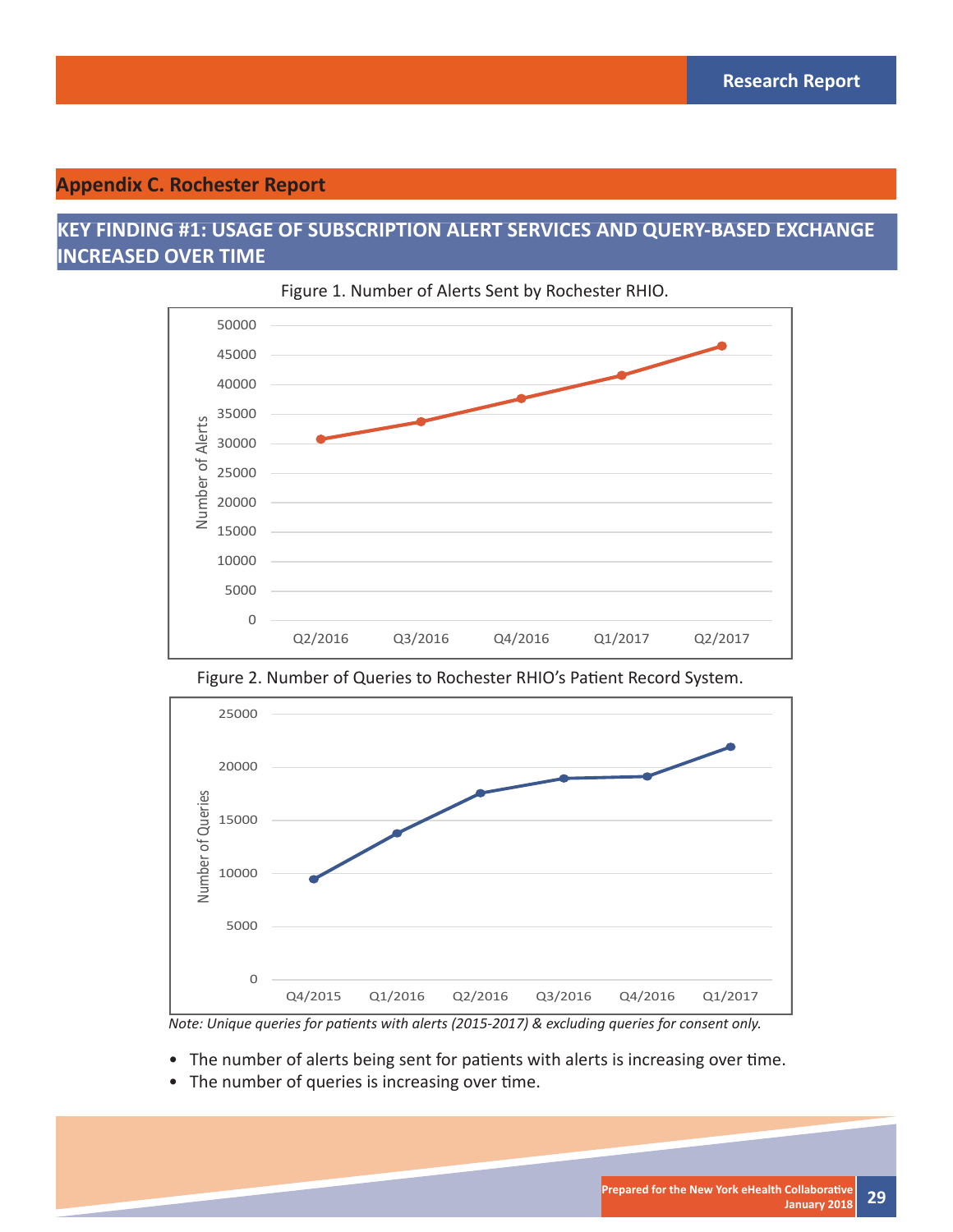## Appendix C. Rochester Report

### KEY FINDING #1: USAGE OF SUBSCRIPTION ALERT SERVICES AND QUERY-BASED EXCHANGE INCREASED OVER TIME

Figure 1. Number of Alerts Sent by Rochester RHIO.

Figure 2. Number of Queries to Rochester RHIO's Patient Record System.

*Note: Unique queries for patients with alerts (2015-2017) & excluding queries for consent only.*

- The number of alerts being sent for patients with alerts is increasing over time.
- The number of queries is increasing over time.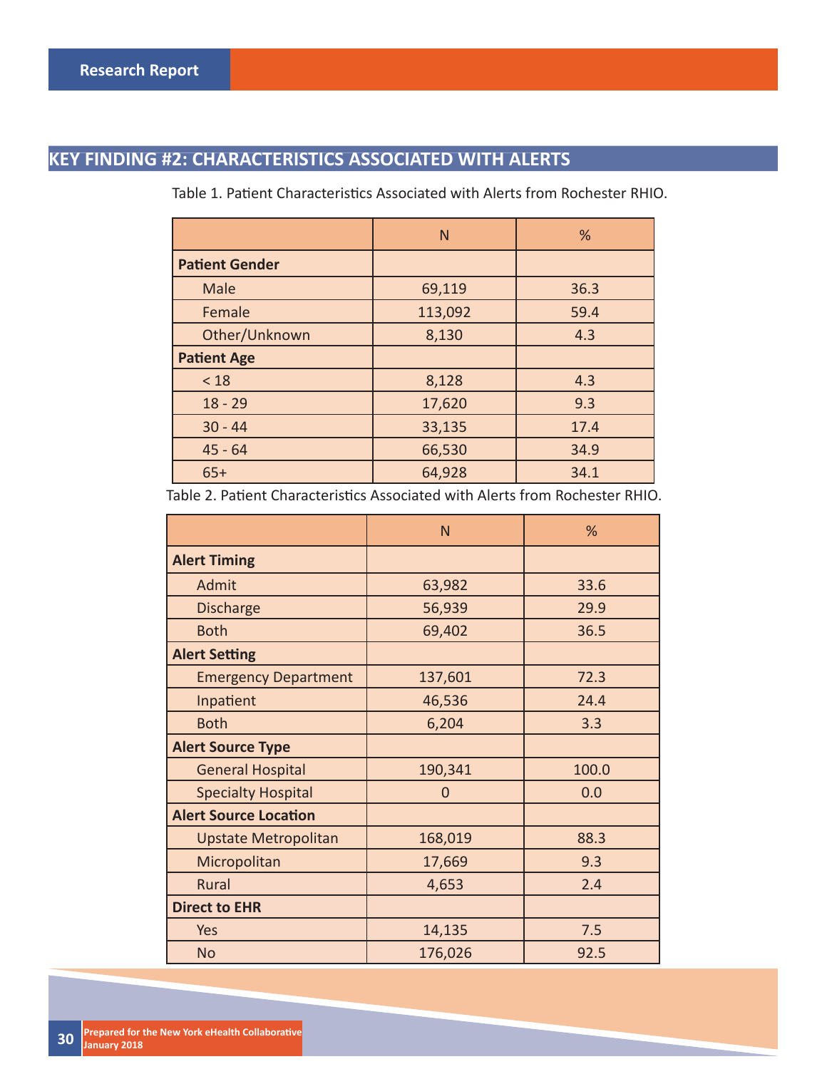## KEY FINDING #2: CHARACTERISTICS ASSOCIATED WITH ALERTS

Table 1. Patient Characteristics Associated with Alerts from Rochester RHIO.

| | N | % |
|---|---|---|
| **Patient Gender** | | |
| Male | 69,119 | 36.3 |
| Female | 113,092 | 59.4 |
| Other/Unknown | 8,130 | 4.3 |
| **Patient Age** | | |
| < 18 | 8,128 | 4.3 |
| 18 - 29 | 17,620 | 9.3 |
| 30 - 44 | 33,135 | 17.4 |
| 45 - 64 | 66,530 | 34.9 |
| 65+ | 64,928 | 34.1 |

Table 2. Patient Characteristics Associated with Alerts from Rochester RHIO.

| | N | % |
|---|---|---|
| **Alert Timing** | | |
| Admit | 63,982 | 33.6 |
| Discharge | 56,939 | 29.9 |
| Both | 69,402 | 36.5 |
| **Alert Setting** | | |
| Emergency Department | 137,601 | 72.3 |
| Inpatient | 46,536 | 24.4 |
| Both | 6,204 | 3.3 |
| **Alert Source Type** | | |
| General Hospital | 190,341 | 100.0 |
| Specialty Hospital | 0 | 0.0 |
| **Alert Source Location** | | |
| Upstate Metropolitan | 168,019 | 88.3 |
| Micropolitan | 17,669 | 9.3 |
| Rural | 4,653 | 2.4 |
| **Direct to EHR** | | |
| Yes | 14,135 | 7.5 |
| No | 176,026 | 92.5 |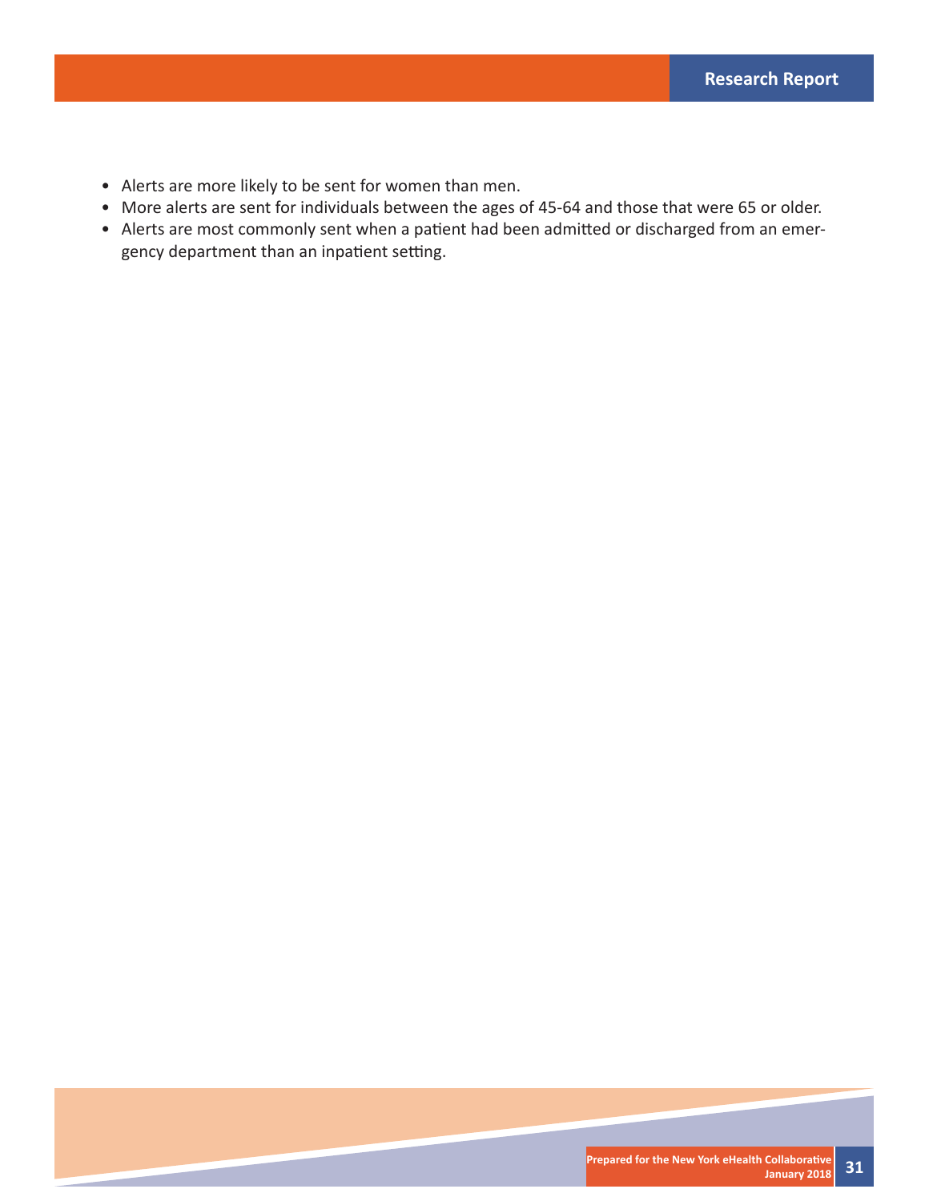- Alerts are more likely to be sent for women than men.
- More alerts are sent for individuals between the ages of 45-64 and those that were 65 or older.
- Alerts are most commonly sent when a patient had been admitted or discharged from an emergency department than an inpatient setting.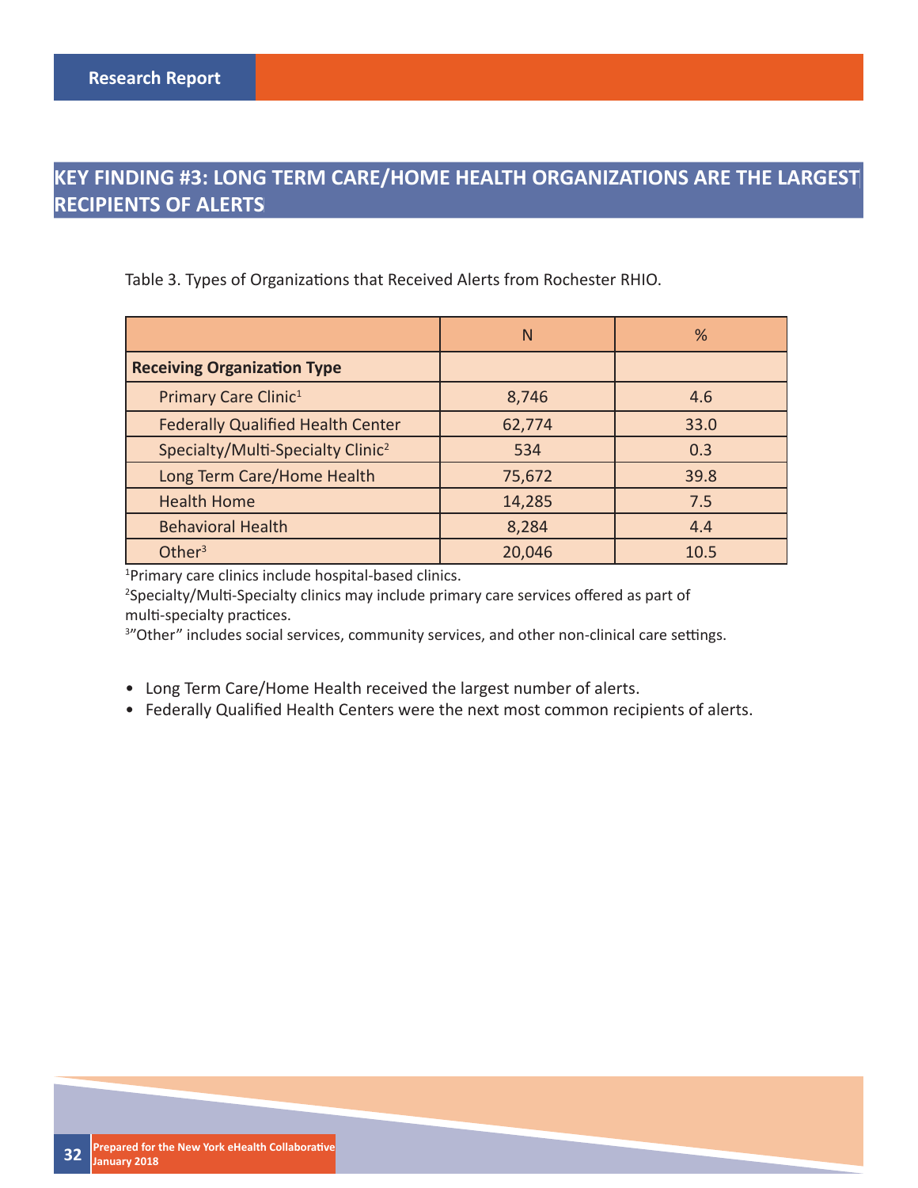## KEY FINDING #3: LONG TERM CARE/HOME HEALTH ORGANIZATIONS ARE THE LARGEST RECIPIENTS OF ALERTS

Table 3. Types of Organizations that Received Alerts from Rochester RHIO.

| | N | % |
|---|---|---|
| **Receiving Organization Type** | | |
| Primary Care Clinic[1] | 8,746 | 4.6 |
| Federally Qualified Health Center | 62,774 | 33.0 |
| Specialty/Multi-Specialty Clinic[2] | 534 | 0.3 |
| Long Term Care/Home Health | 75,672 | 39.8 |
| Health Home | 14,285 | 7.5 |
| Behavioral Health | 8,284 | 4.4 |
| Other[3] | 20,046 | 10.5 |

[1]Primary care clinics include hospital-based clinics.
[2]Specialty/Multi-Specialty clinics may include primary care services offered as part of multi-specialty practices.
[3]"Other" includes social services, community services, and other non-clinical care settings.

- Long Term Care/Home Health received the largest number of alerts.
- Federally Qualified Health Centers were the next most common recipients of alerts.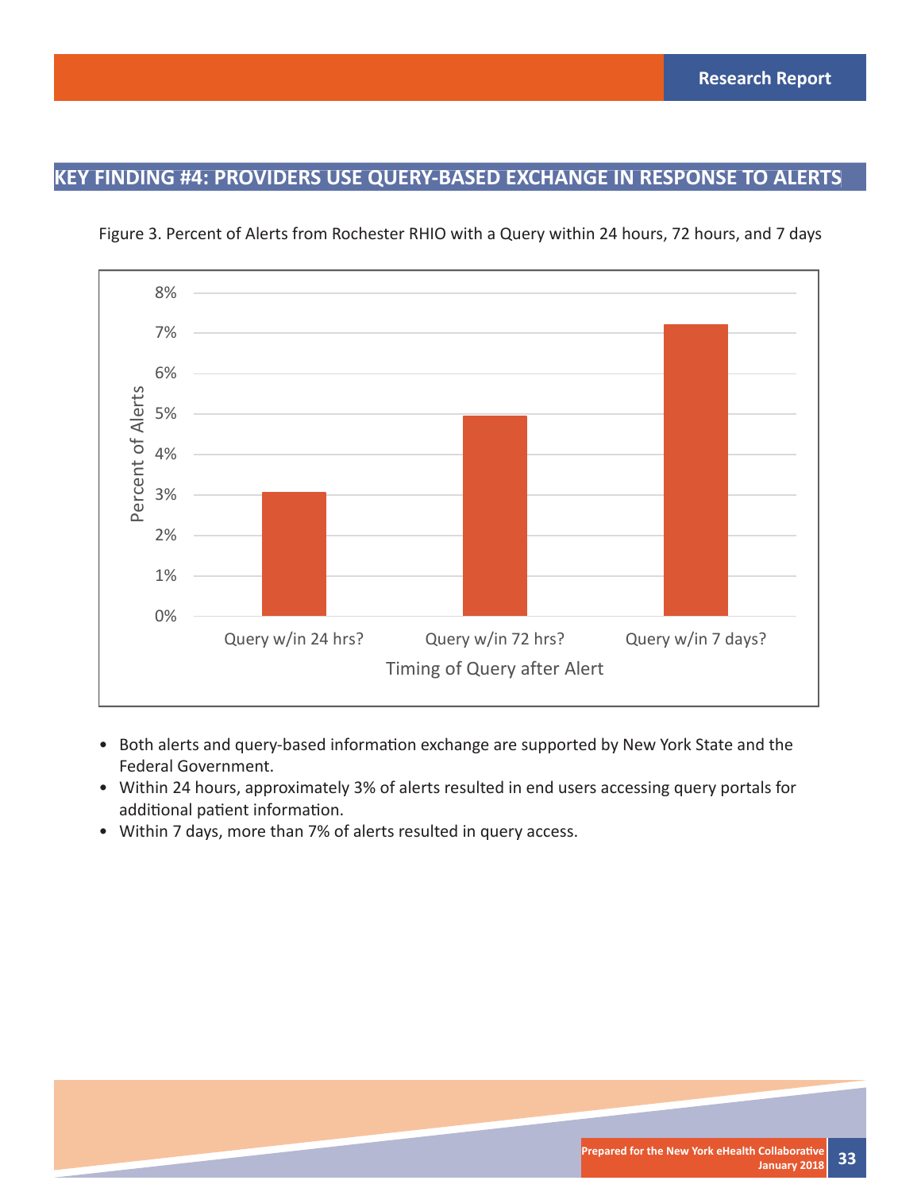## KEY FINDING #4: PROVIDERS USE QUERY-BASED EXCHANGE IN RESPONSE TO ALERTS

Figure 3. Percent of Alerts from Rochester RHIO with a Query within 24 hours, 72 hours, and 7 days

- Both alerts and query-based information exchange are supported by New York State and the Federal Government.
- Within 24 hours, approximately 3% of alerts resulted in end users accessing query portals for additional patient information.
- Within 7 days, more than 7% of alerts resulted in query access.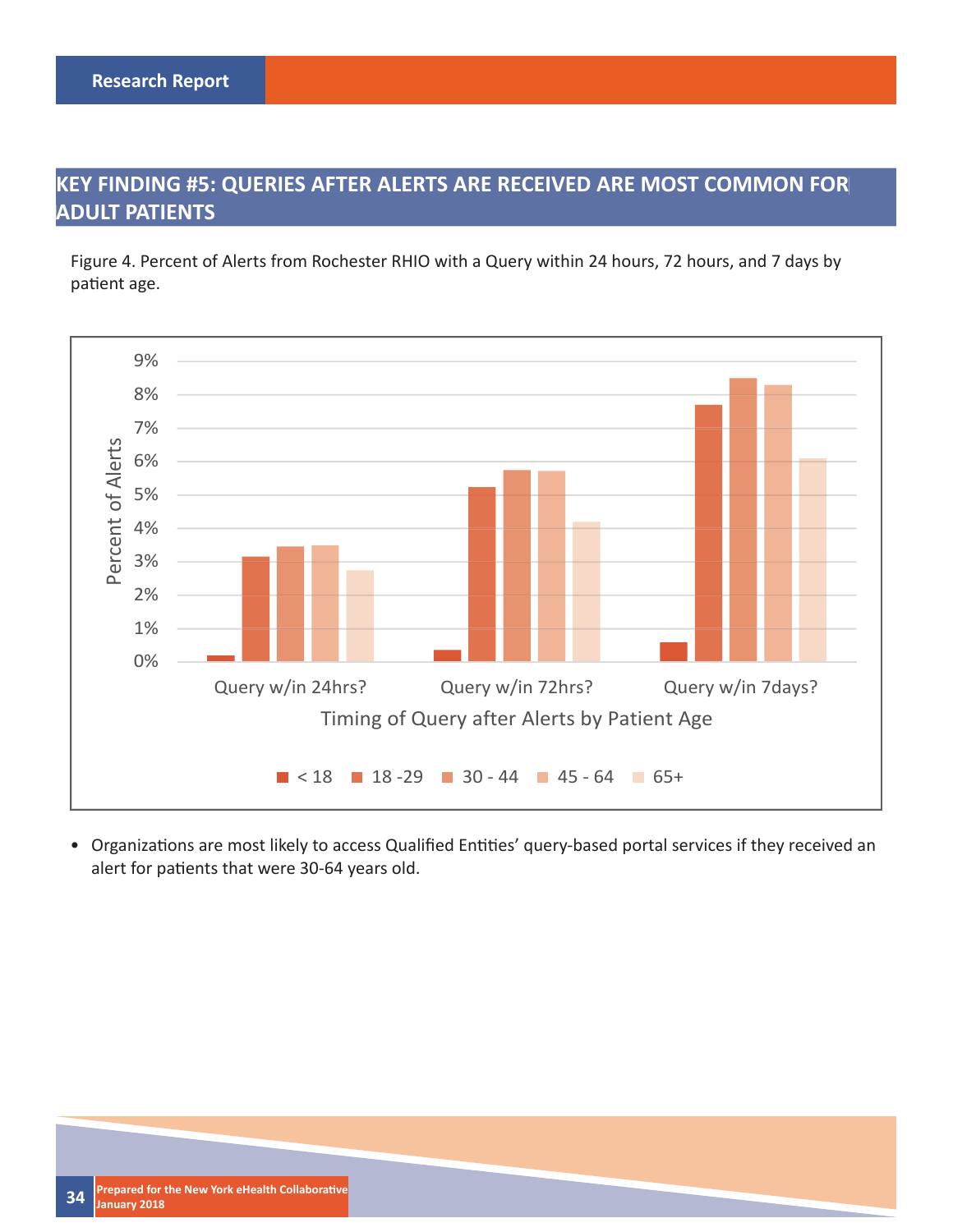## KEY FINDING #5: QUERIES AFTER ALERTS ARE RECEIVED ARE MOST COMMON FOR ADULT PATIENTS

Figure 4. Percent of Alerts from Rochester RHIO with a Query within 24 hours, 72 hours, and 7 days by patient age.

- Organizations are most likely to access Qualified Entities' query-based portal services if they received an alert for patients that were 30-64 years old.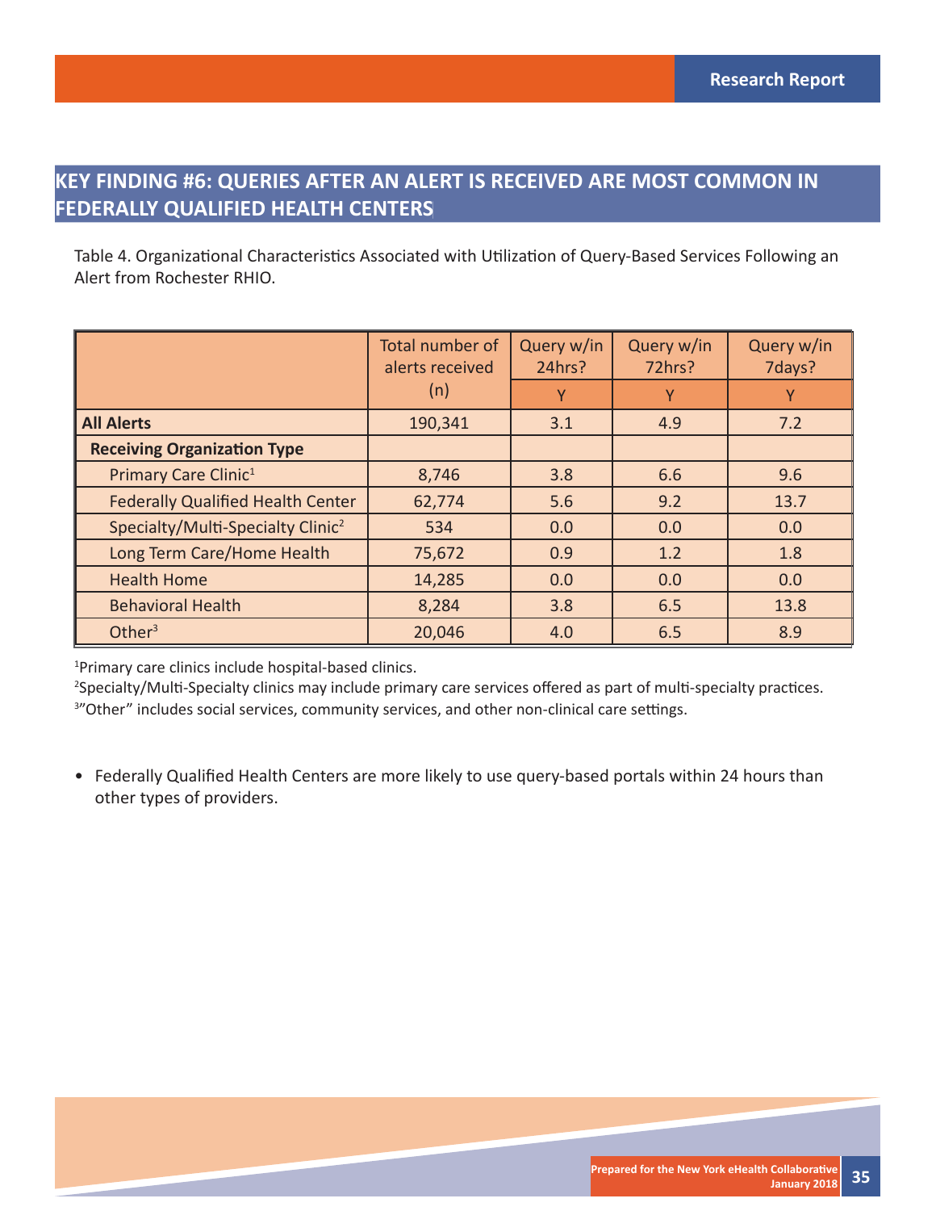## KEY FINDING #6: QUERIES AFTER AN ALERT IS RECEIVED ARE MOST COMMON IN FEDERALLY QUALIFIED HEALTH CENTERS

Table 4. Organizational Characteristics Associated with Utilization of Query-Based Services Following an Alert from Rochester RHIO.

| | Total number of alerts received (n) | Query w/in 24hrs? | Query w/in 72hrs? | Query w/in 7days? |
|---|---|---|---|---|
| | | Y | Y | Y |
| **All Alerts** | 190,341 | 3.1 | 4.9 | 7.2 |
| **Receiving Organization Type** | | | | |
| Primary Care Clinic[1] | 8,746 | 3.8 | 6.6 | 9.6 |
| Federally Qualified Health Center | 62,774 | 5.6 | 9.2 | 13.7 |
| Specialty/Multi-Specialty Clinic[2] | 534 | 0.0 | 0.0 | 0.0 |
| Long Term Care/Home Health | 75,672 | 0.9 | 1.2 | 1.8 |
| Health Home | 14,285 | 0.0 | 0.0 | 0.0 |
| Behavioral Health | 8,284 | 3.8 | 6.5 | 13.8 |
| Other[3] | 20,046 | 4.0 | 6.5 | 8.9 |

[1]Primary care clinics include hospital-based clinics.
[2]Specialty/Multi-Specialty clinics may include primary care services offered as part of multi-specialty practices.
[3]"Other" includes social services, community services, and other non-clinical care settings.

- Federally Qualified Health Centers are more likely to use query-based portals within 24 hours than other types of providers.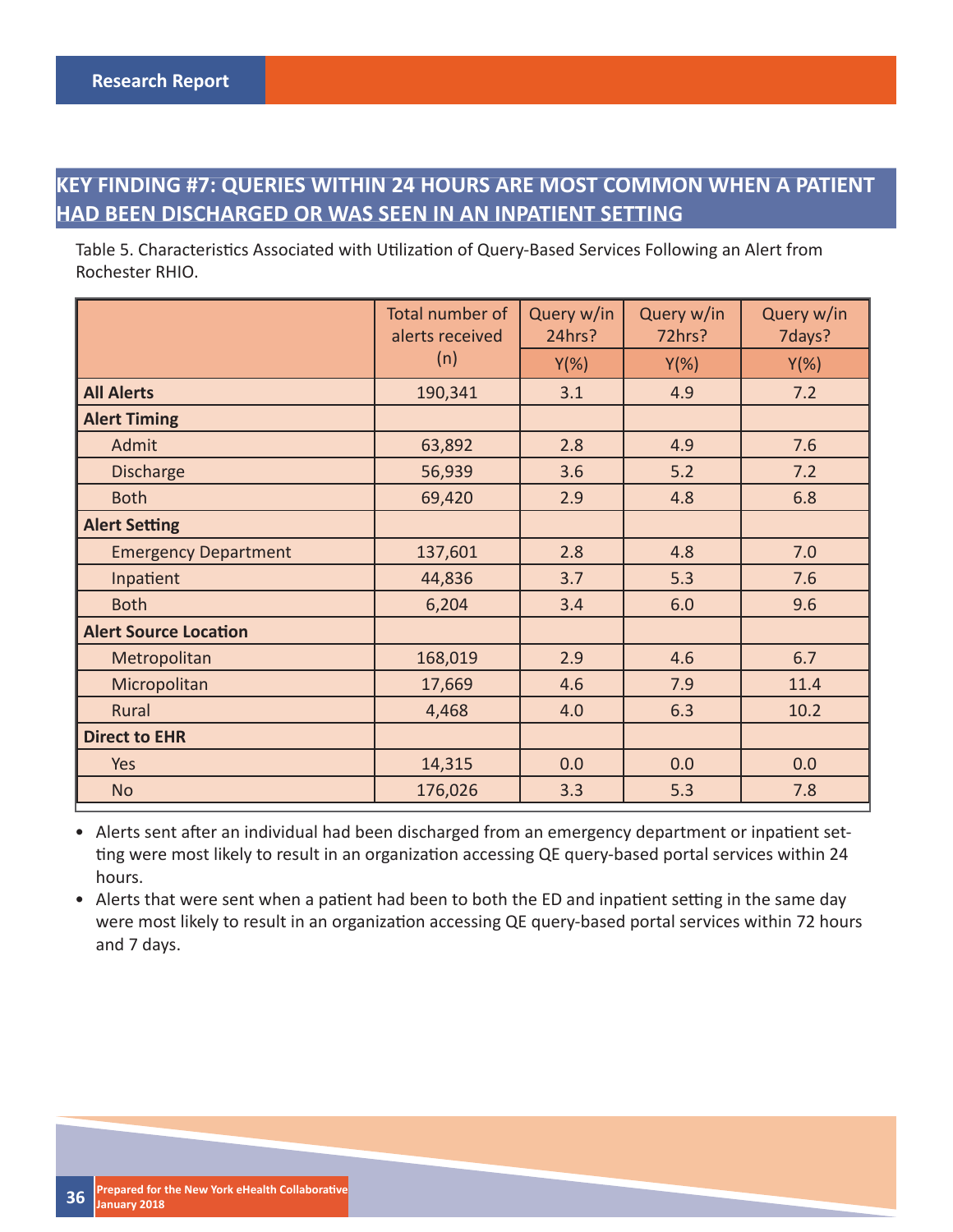## KEY FINDING #7: QUERIES WITHIN 24 HOURS ARE MOST COMMON WHEN A PATIENT HAD BEEN DISCHARGED OR WAS SEEN IN AN INPATIENT SETTING

Table 5. Characteristics Associated with Utilization of Query-Based Services Following an Alert from Rochester RHIO.

| | Total number of alerts received (n) | Query w/in 24hrs? | Query w/in 72hrs? | Query w/in 7days? |
|---|---|---|---|---|
| | | Y(%) | Y(%) | Y(%) |
| **All Alerts** | 190,341 | 3.1 | 4.9 | 7.2 |
| **Alert Timing** | | | | |
| Admit | 63,892 | 2.8 | 4.9 | 7.6 |
| Discharge | 56,939 | 3.6 | 5.2 | 7.2 |
| Both | 69,420 | 2.9 | 4.8 | 6.8 |
| **Alert Setting** | | | | |
| Emergency Department | 137,601 | 2.8 | 4.8 | 7.0 |
| Inpatient | 44,836 | 3.7 | 5.3 | 7.6 |
| Both | 6,204 | 3.4 | 6.0 | 9.6 |
| **Alert Source Location** | | | | |
| Metropolitan | 168,019 | 2.9 | 4.6 | 6.7 |
| Micropolitan | 17,669 | 4.6 | 7.9 | 11.4 |
| Rural | 4,468 | 4.0 | 6.3 | 10.2 |
| **Direct to EHR** | | | | |
| Yes | 14,315 | 0.0 | 0.0 | 0.0 |
| No | 176,026 | 3.3 | 5.3 | 7.8 |

- Alerts sent after an individual had been discharged from an emergency department or inpatient setting were most likely to result in an organization accessing QE query-based portal services within 24 hours.
- Alerts that were sent when a patient had been to both the ED and inpatient setting in the same day were most likely to result in an organization accessing QE query-based portal services within 72 hours and 7 days.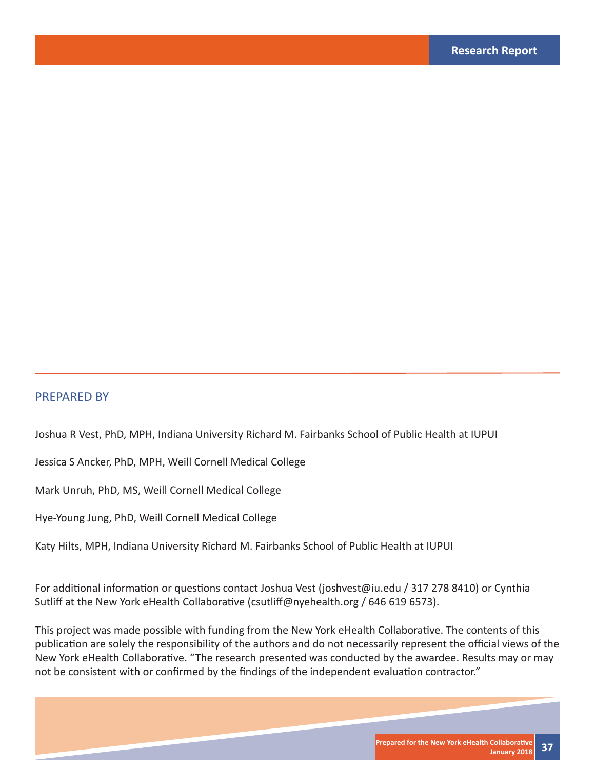## PREPARED BY

Joshua R Vest, PhD, MPH, Indiana University Richard M. Fairbanks School of Public Health at IUPUI

Jessica S Ancker, PhD, MPH, Weill Cornell Medical College

Mark Unruh, PhD, MS, Weill Cornell Medical College

Hye-Young Jung, PhD, Weill Cornell Medical College

Katy Hilts, MPH, Indiana University Richard M. Fairbanks School of Public Health at IUPUI

For additional information or questions contact Joshua Vest (joshvest@iu.edu / 317 278 8410) or Cynthia Sutliff at the New York eHealth Collaborative (csutliff@nyehealth.org / 646 619 6573).

This project was made possible with funding from the New York eHealth Collaborative. The contents of this publication are solely the responsibility of the authors and do not necessarily represent the official views of the New York eHealth Collaborative. "The research presented was conducted by the awardee. Results may or may not be consistent with or confirmed by the findings of the independent evaluation contractor."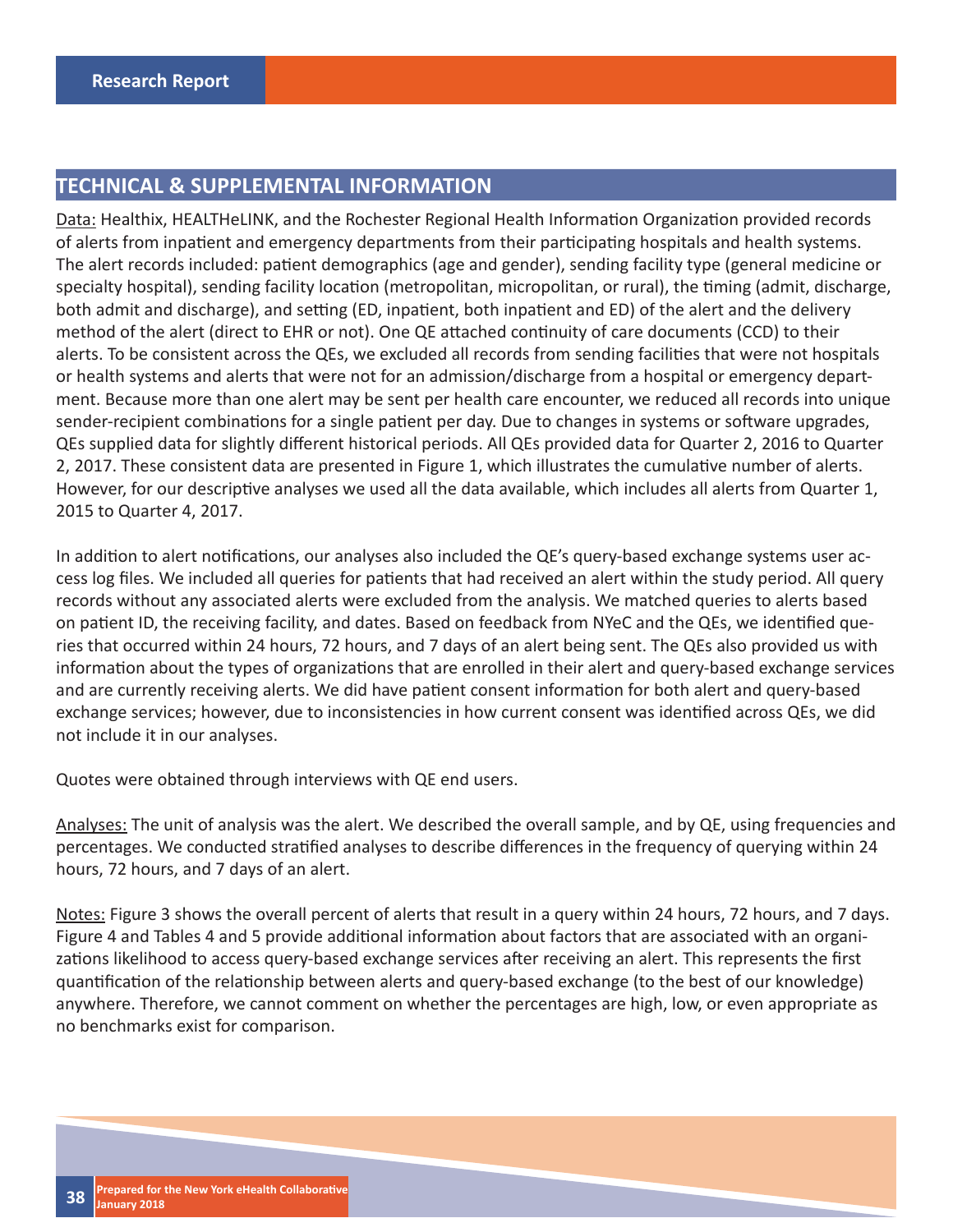## TECHNICAL & SUPPLEMENTAL INFORMATION

Data: Healthix, HEALTHeLINK, and the Rochester Regional Health Information Organization provided records of alerts from inpatient and emergency departments from their participating hospitals and health systems. The alert records included: patient demographics (age and gender), sending facility type (general medicine or specialty hospital), sending facility location (metropolitan, micropolitan, or rural), the timing (admit, discharge, both admit and discharge), and setting (ED, inpatient, both inpatient and ED) of the alert and the delivery method of the alert (direct to EHR or not). One QE attached continuity of care documents (CCD) to their alerts. To be consistent across the QEs, we excluded all records from sending facilities that were not hospitals or health systems and alerts that were not for an admission/discharge from a hospital or emergency department. Because more than one alert may be sent per health care encounter, we reduced all records into unique sender-recipient combinations for a single patient per day. Due to changes in systems or software upgrades, QEs supplied data for slightly different historical periods. All QEs provided data for Quarter 2, 2016 to Quarter 2, 2017. These consistent data are presented in Figure 1, which illustrates the cumulative number of alerts. However, for our descriptive analyses we used all the data available, which includes all alerts from Quarter 1, 2015 to Quarter 4, 2017.

In addition to alert notifications, our analyses also included the QE's query-based exchange systems user access log files. We included all queries for patients that had received an alert within the study period. All query records without any associated alerts were excluded from the analysis. We matched queries to alerts based on patient ID, the receiving facility, and dates. Based on feedback from NYeC and the QEs, we identified queries that occurred within 24 hours, 72 hours, and 7 days of an alert being sent. The QEs also provided us with information about the types of organizations that are enrolled in their alert and query-based exchange services and are currently receiving alerts. We did have patient consent information for both alert and query-based exchange services; however, due to inconsistencies in how current consent was identified across QEs, we did not include it in our analyses.

Quotes were obtained through interviews with QE end users.

Analyses: The unit of analysis was the alert. We described the overall sample, and by QE, using frequencies and percentages. We conducted stratified analyses to describe differences in the frequency of querying within 24 hours, 72 hours, and 7 days of an alert.

Notes: Figure 3 shows the overall percent of alerts that result in a query within 24 hours, 72 hours, and 7 days. Figure 4 and Tables 4 and 5 provide additional information about factors that are associated with an organizations likelihood to access query-based exchange services after receiving an alert. This represents the first quantification of the relationship between alerts and query-based exchange (to the best of our knowledge) anywhere. Therefore, we cannot comment on whether the percentages are high, low, or even appropriate as no benchmarks exist for comparison.